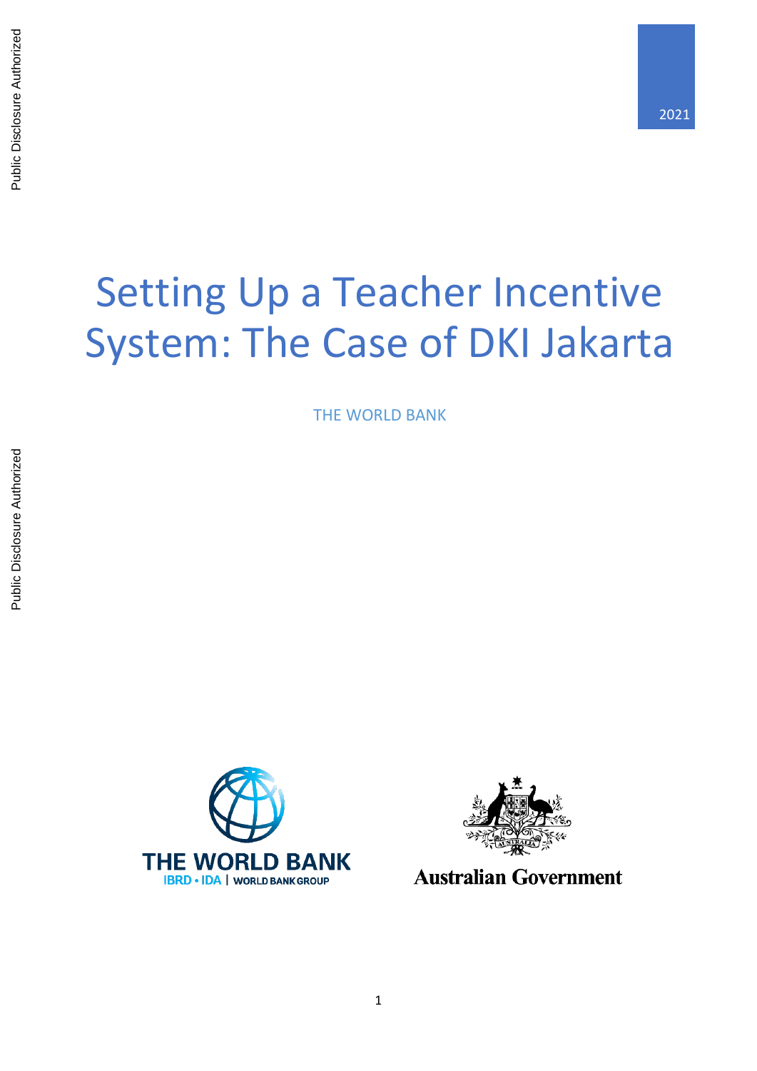Public Disclosure Authorized

Public Disclosure Authorized

2021

# Setting Up a Teacher Incentive System: The Case of DKI Jakarta

THE WORLD BANK

THE WORLD BANK
IBRD • IDA | WORLD BANK GROUP

Australian Government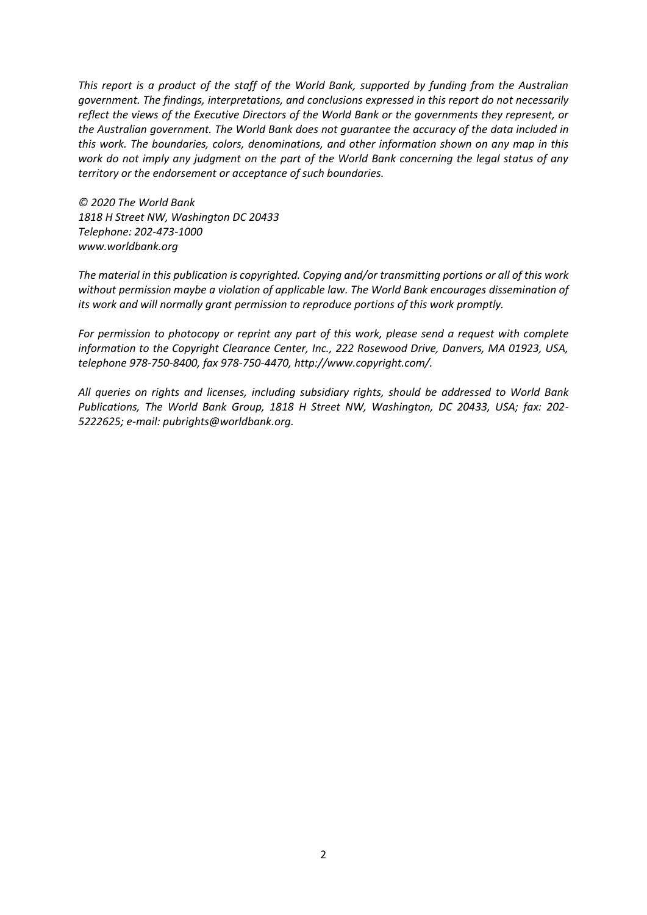*This report is a product of the staff of the World Bank, supported by funding from the Australian government. The findings, interpretations, and conclusions expressed in this report do not necessarily reflect the views of the Executive Directors of the World Bank or the governments they represent, or the Australian government. The World Bank does not guarantee the accuracy of the data included in this work. The boundaries, colors, denominations, and other information shown on any map in this work do not imply any judgment on the part of the World Bank concerning the legal status of any territory or the endorsement or acceptance of such boundaries.*

*© 2020 The World Bank*
*1818 H Street NW, Washington DC 20433*
*Telephone: 202-473-1000*
*www.worldbank.org*

*The material in this publication is copyrighted. Copying and/or transmitting portions or all of this work without permission maybe a violation of applicable law. The World Bank encourages dissemination of its work and will normally grant permission to reproduce portions of this work promptly.*

*For permission to photocopy or reprint any part of this work, please send a request with complete information to the Copyright Clearance Center, Inc., 222 Rosewood Drive, Danvers, MA 01923, USA, telephone 978-750-8400, fax 978-750-4470, http://www.copyright.com/.*

*All queries on rights and licenses, including subsidiary rights, should be addressed to World Bank Publications, The World Bank Group, 1818 H Street NW, Washington, DC 20433, USA; fax: 202-5222625; e-mail: pubrights@worldbank.org.*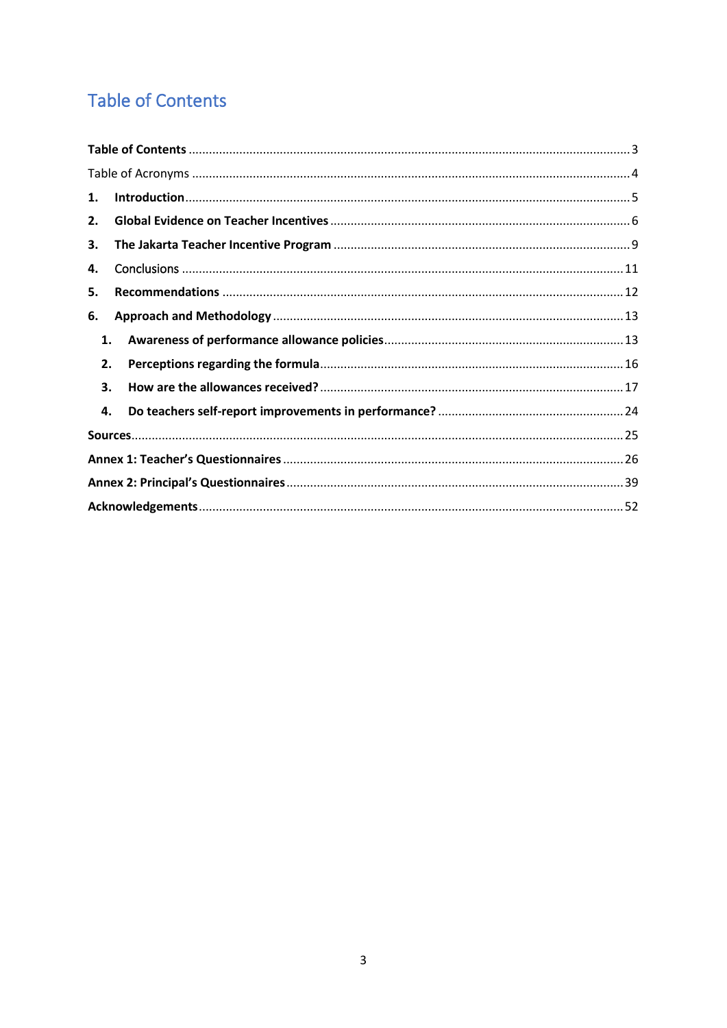# Table of Contents

**Table of Contents** ............ 3

Table of Acronyms ............ 4

1. **Introduction** ............ 5
2. **Global Evidence on Teacher Incentives** ............ 6
3. **The Jakarta Teacher Incentive Program** ............ 9
4. Conclusions ............ 11
5. **Recommendations** ............ 12
6. **Approach and Methodology** ............ 13
    1. **Awareness of performance allowance policies** ............ 13
    2. **Perceptions regarding the formula** ............ 16
    3. **How are the allowances received?** ............ 17
    4. **Do teachers self-report improvements in performance?** ............ 24

**Sources** ............ 25

**Annex 1: Teacher's Questionnaires** ............ 26

**Annex 2: Principal's Questionnaires** ............ 39

**Acknowledgements** ............ 52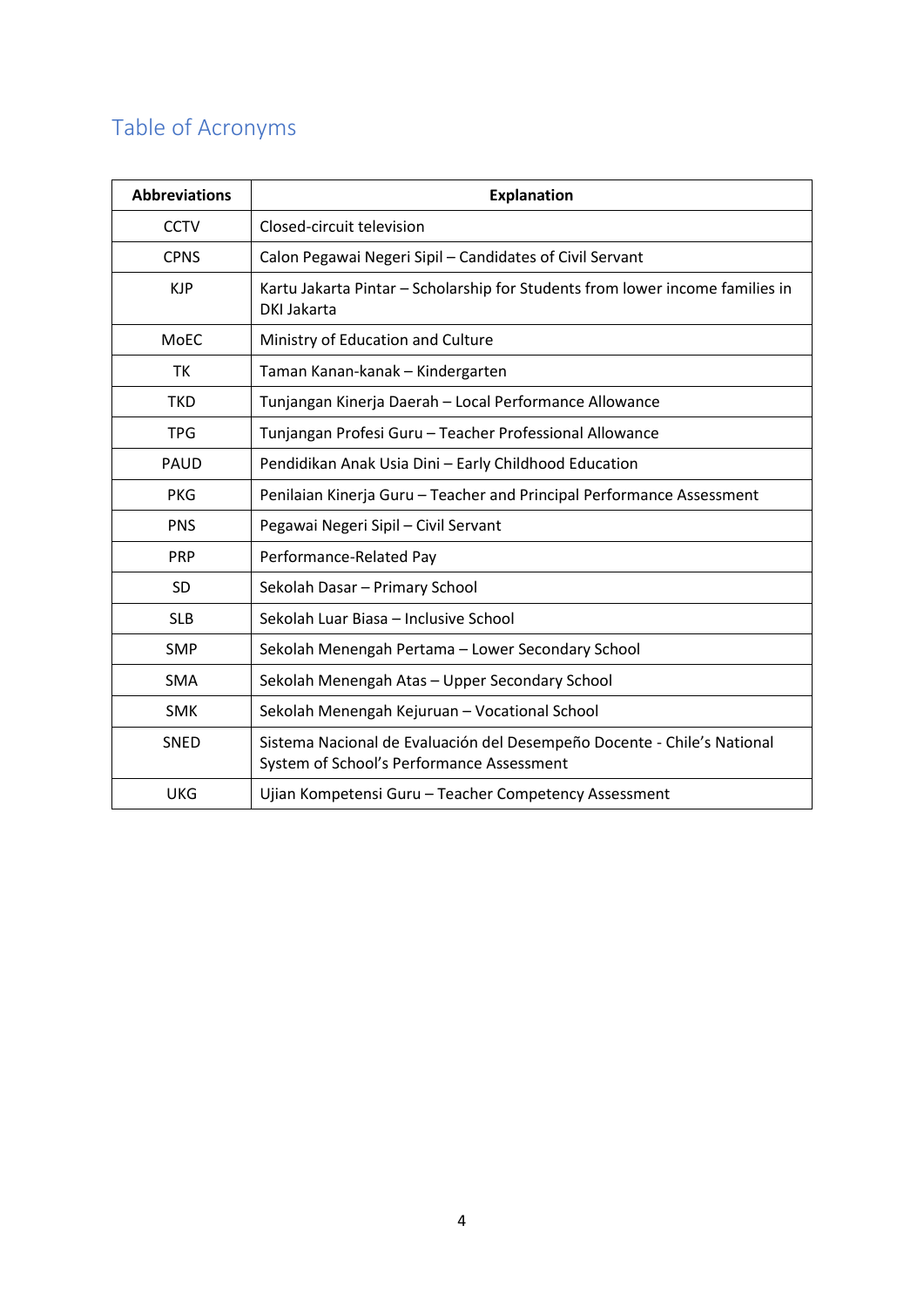# Table of Acronyms

| Abbreviations | Explanation |
|---|---|
| CCTV | Closed-circuit television |
| CPNS | Calon Pegawai Negeri Sipil – Candidates of Civil Servant |
| KJP | Kartu Jakarta Pintar – Scholarship for Students from lower income families in DKI Jakarta |
| MoEC | Ministry of Education and Culture |
| TK | Taman Kanan-kanak – Kindergarten |
| TKD | Tunjangan Kinerja Daerah – Local Performance Allowance |
| TPG | Tunjangan Profesi Guru – Teacher Professional Allowance |
| PAUD | Pendidikan Anak Usia Dini – Early Childhood Education |
| PKG | Penilaian Kinerja Guru – Teacher and Principal Performance Assessment |
| PNS | Pegawai Negeri Sipil – Civil Servant |
| PRP | Performance-Related Pay |
| SD | Sekolah Dasar – Primary School |
| SLB | Sekolah Luar Biasa – Inclusive School |
| SMP | Sekolah Menengah Pertama – Lower Secondary School |
| SMA | Sekolah Menengah Atas – Upper Secondary School |
| SMK | Sekolah Menengah Kejuruan – Vocational School |
| SNED | Sistema Nacional de Evaluación del Desempeño Docente - Chile's National System of School's Performance Assessment |
| UKG | Ujian Kompetensi Guru – Teacher Competency Assessment |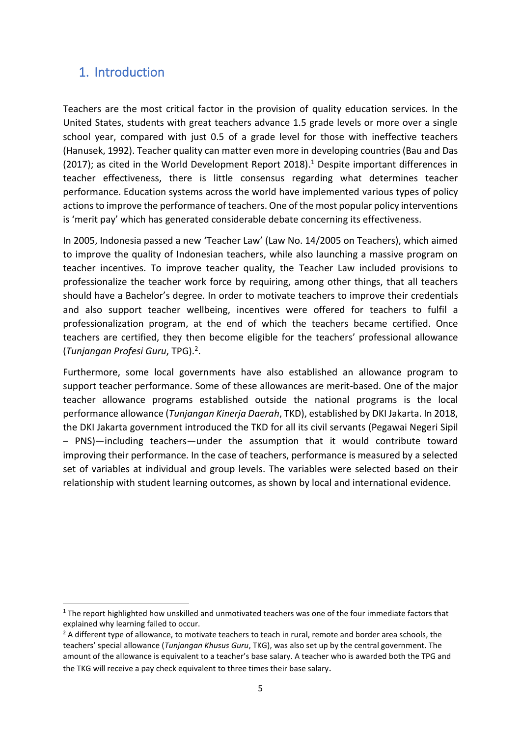## 1. Introduction

Teachers are the most critical factor in the provision of quality education services. In the United States, students with great teachers advance 1.5 grade levels or more over a single school year, compared with just 0.5 of a grade level for those with ineffective teachers (Hanusek, 1992). Teacher quality can matter even more in developing countries (Bau and Das (2017); as cited in the World Development Report 2018).[1] Despite important differences in teacher effectiveness, there is little consensus regarding what determines teacher performance. Education systems across the world have implemented various types of policy actions to improve the performance of teachers. One of the most popular policy interventions is 'merit pay' which has generated considerable debate concerning its effectiveness.

In 2005, Indonesia passed a new 'Teacher Law' (Law No. 14/2005 on Teachers), which aimed to improve the quality of Indonesian teachers, while also launching a massive program on teacher incentives. To improve teacher quality, the Teacher Law included provisions to professionalize the teacher work force by requiring, among other things, that all teachers should have a Bachelor's degree. In order to motivate teachers to improve their credentials and also support teacher wellbeing, incentives were offered for teachers to fulfil a professionalization program, at the end of which the teachers became certified. Once teachers are certified, they then become eligible for the teachers' professional allowance (*Tunjangan Profesi Guru*, TPG).[2].

Furthermore, some local governments have also established an allowance program to support teacher performance. Some of these allowances are merit-based. One of the major teacher allowance programs established outside the national programs is the local performance allowance (*Tunjangan Kinerja Daerah*, TKD), established by DKI Jakarta. In 2018, the DKI Jakarta government introduced the TKD for all its civil servants (Pegawai Negeri Sipil – PNS)—including teachers—under the assumption that it would contribute toward improving their performance. In the case of teachers, performance is measured by a selected set of variables at individual and group levels. The variables were selected based on their relationship with student learning outcomes, as shown by local and international evidence.

[1] The report highlighted how unskilled and unmotivated teachers was one of the four immediate factors that explained why learning failed to occur.

[2] A different type of allowance, to motivate teachers to teach in rural, remote and border area schools, the teachers' special allowance (*Tunjangan Khusus Guru*, TKG), was also set up by the central government. The amount of the allowance is equivalent to a teacher's base salary. A teacher who is awarded both the TPG and the TKG will receive a pay check equivalent to three times their base salary.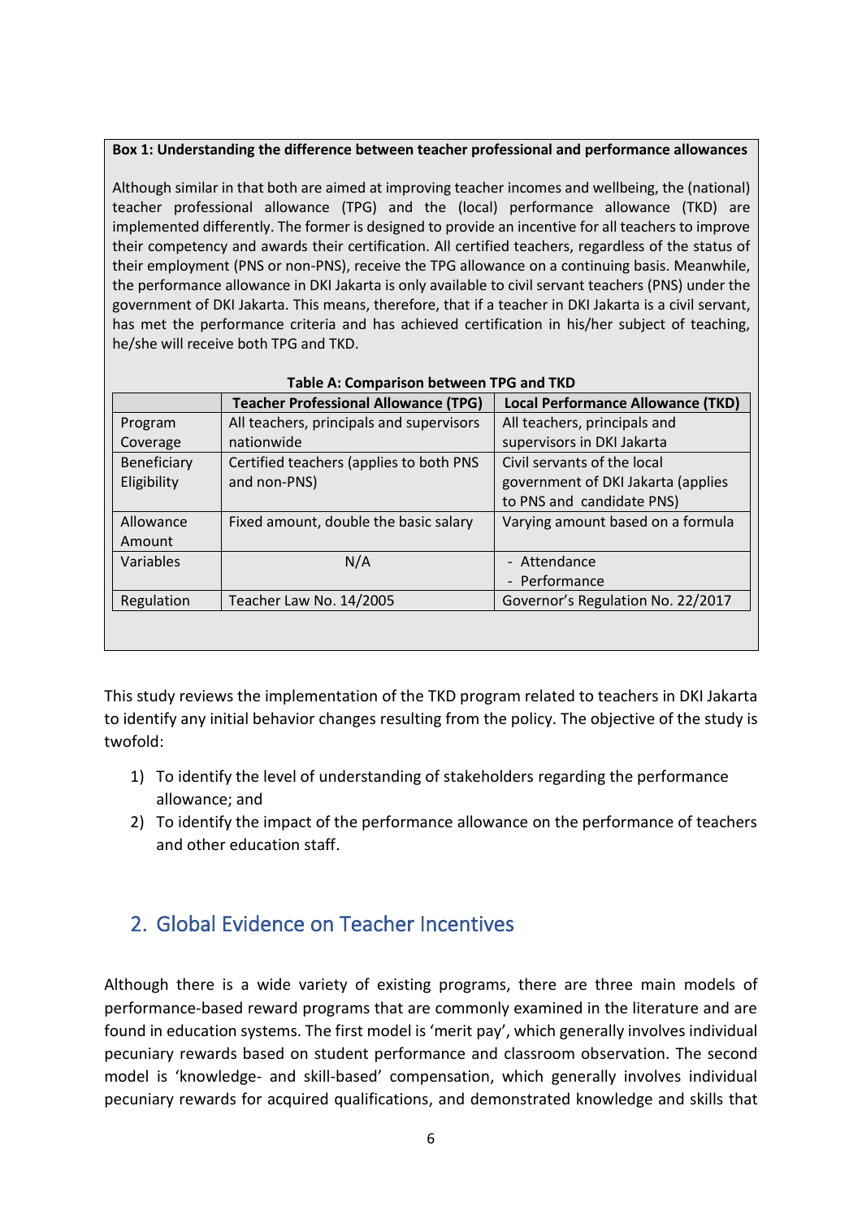**Box 1: Understanding the difference between teacher professional and performance allowances**

Although similar in that both are aimed at improving teacher incomes and wellbeing, the (national) teacher professional allowance (TPG) and the (local) performance allowance (TKD) are implemented differently. The former is designed to provide an incentive for all teachers to improve their competency and awards their certification. All certified teachers, regardless of the status of their employment (PNS or non-PNS), receive the TPG allowance on a continuing basis. Meanwhile, the performance allowance in DKI Jakarta is only available to civil servant teachers (PNS) under the government of DKI Jakarta. This means, therefore, that if a teacher in DKI Jakarta is a civil servant, has met the performance criteria and has achieved certification in his/her subject of teaching, he/she will receive both TPG and TKD.

**Table A: Comparison between TPG and TKD**

| | **Teacher Professional Allowance (TPG)** | **Local Performance Allowance (TKD)** |
|---|---|---|
| Program Coverage | All teachers, principals and supervisors nationwide | All teachers, principals and supervisors in DKI Jakarta |
| Beneficiary Eligibility | Certified teachers (applies to both PNS and non-PNS) | Civil servants of the local government of DKI Jakarta (applies to PNS and candidate PNS) |
| Allowance Amount | Fixed amount, double the basic salary | Varying amount based on a formula |
| Variables | N/A | - Attendance<br>- Performance |
| Regulation | Teacher Law No. 14/2005 | Governor's Regulation No. 22/2017 |

This study reviews the implementation of the TKD program related to teachers in DKI Jakarta to identify any initial behavior changes resulting from the policy. The objective of the study is twofold:

1) To identify the level of understanding of stakeholders regarding the performance allowance; and
2) To identify the impact of the performance allowance on the performance of teachers and other education staff.

## 2. Global Evidence on Teacher Incentives

Although there is a wide variety of existing programs, there are three main models of performance-based reward programs that are commonly examined in the literature and are found in education systems. The first model is 'merit pay', which generally involves individual pecuniary rewards based on student performance and classroom observation. The second model is 'knowledge- and skill-based' compensation, which generally involves individual pecuniary rewards for acquired qualifications, and demonstrated knowledge and skills that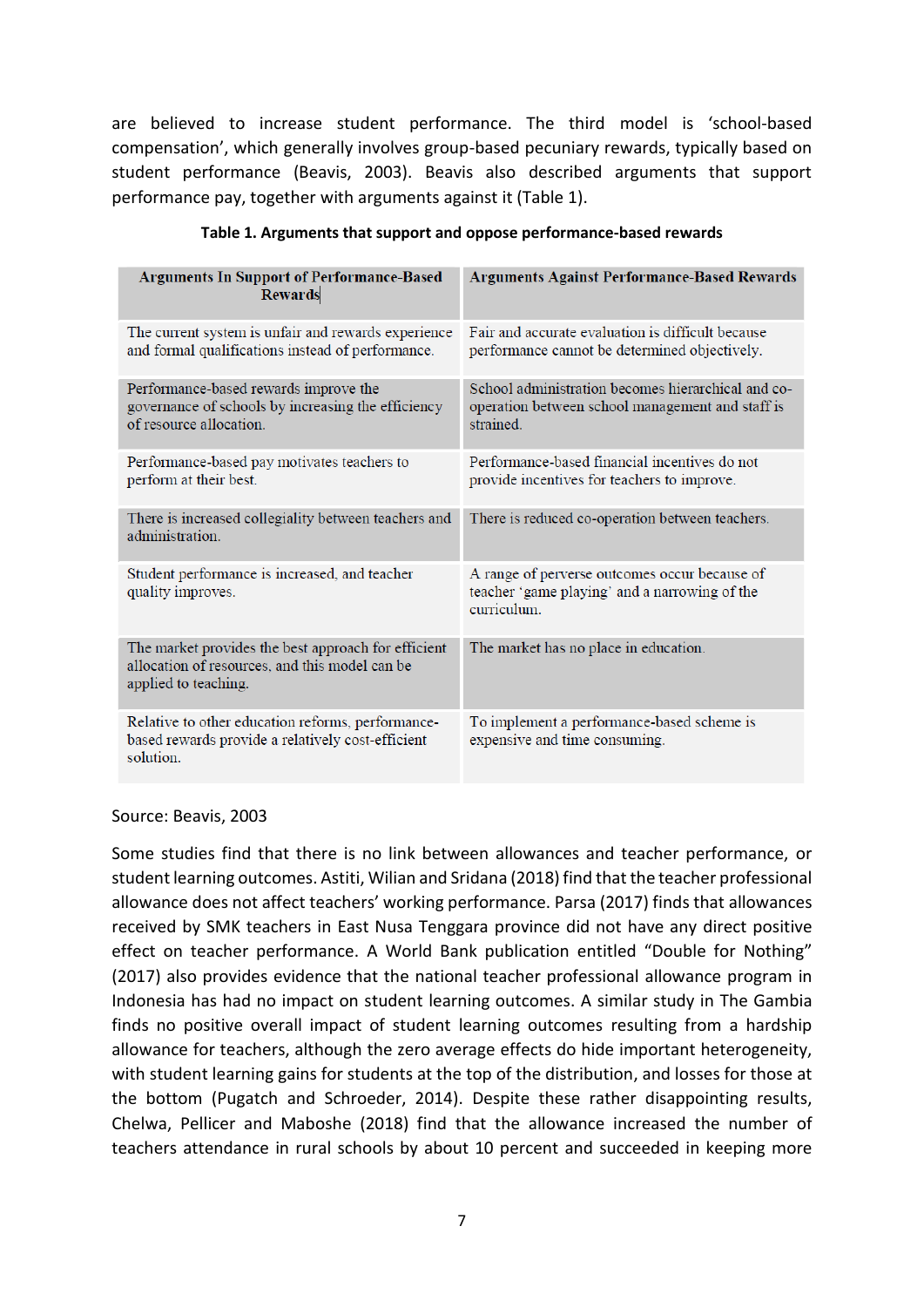are believed to increase student performance. The third model is 'school-based compensation', which generally involves group-based pecuniary rewards, typically based on student performance (Beavis, 2003). Beavis also described arguments that support performance pay, together with arguments against it (Table 1).

**Table 1. Arguments that support and oppose performance-based rewards**

| Arguments In Support of Performance-Based Rewards | Arguments Against Performance-Based Rewards |
|---|---|
| The current system is unfair and rewards experience and formal qualifications instead of performance. | Fair and accurate evaluation is difficult because performance cannot be determined objectively. |
| Performance-based rewards improve the governance of schools by increasing the efficiency of resource allocation. | School administration becomes hierarchical and co-operation between school management and staff is strained. |
| Performance-based pay motivates teachers to perform at their best. | Performance-based financial incentives do not provide incentives for teachers to improve. |
| There is increased collegiality between teachers and administration. | There is reduced co-operation between teachers. |
| Student performance is increased, and teacher quality improves. | A range of perverse outcomes occur because of teacher 'game playing' and a narrowing of the curriculum. |
| The market provides the best approach for efficient allocation of resources, and this model can be applied to teaching. | The market has no place in education. |
| Relative to other education reforms, performance-based rewards provide a relatively cost-efficient solution. | To implement a performance-based scheme is expensive and time consuming. |

Source: Beavis, 2003

Some studies find that there is no link between allowances and teacher performance, or student learning outcomes. Astiti, Wilian and Sridana (2018) find that the teacher professional allowance does not affect teachers' working performance. Parsa (2017) finds that allowances received by SMK teachers in East Nusa Tenggara province did not have any direct positive effect on teacher performance. A World Bank publication entitled "Double for Nothing" (2017) also provides evidence that the national teacher professional allowance program in Indonesia has had no impact on student learning outcomes. A similar study in The Gambia finds no positive overall impact of student learning outcomes resulting from a hardship allowance for teachers, although the zero average effects do hide important heterogeneity, with student learning gains for students at the top of the distribution, and losses for those at the bottom (Pugatch and Schroeder, 2014). Despite these rather disappointing results, Chelwa, Pellicer and Maboshe (2018) find that the allowance increased the number of teachers attendance in rural schools by about 10 percent and succeeded in keeping more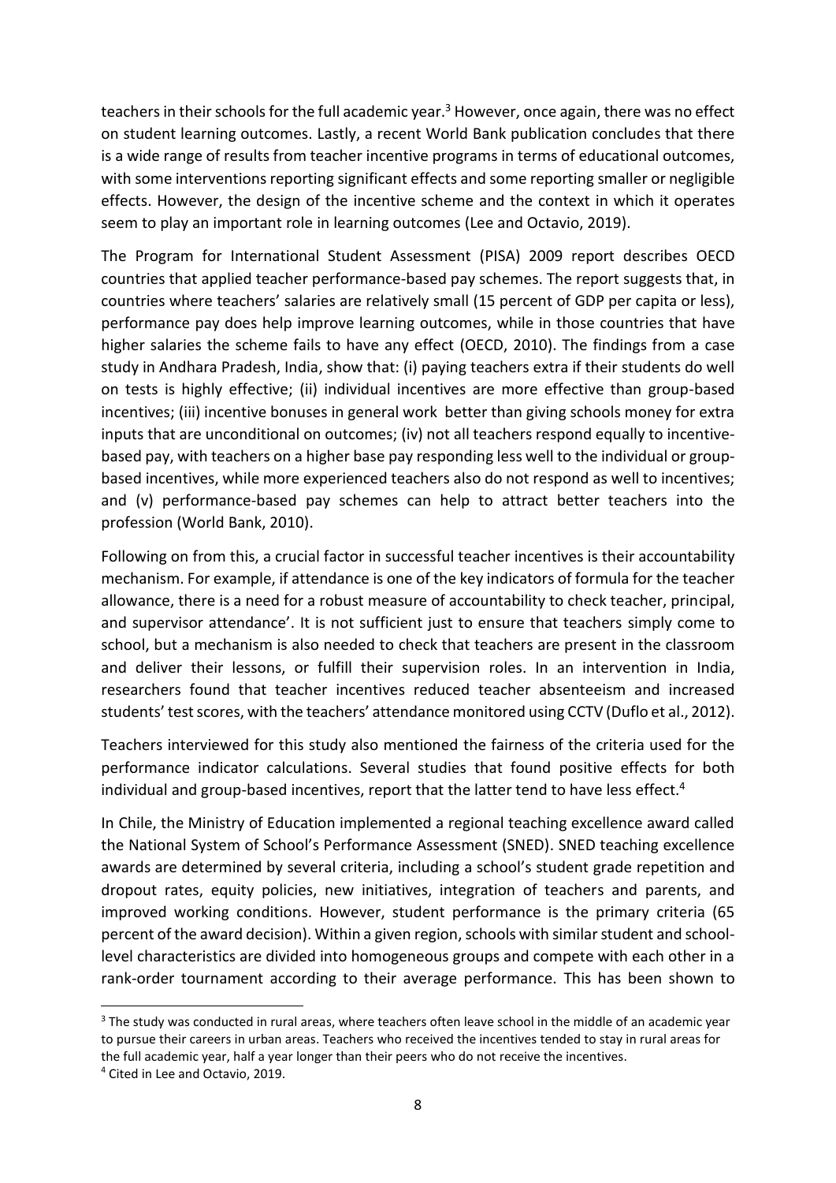teachers in their schools for the full academic year.[3] However, once again, there was no effect on student learning outcomes. Lastly, a recent World Bank publication concludes that there is a wide range of results from teacher incentive programs in terms of educational outcomes, with some interventions reporting significant effects and some reporting smaller or negligible effects. However, the design of the incentive scheme and the context in which it operates seem to play an important role in learning outcomes (Lee and Octavio, 2019).

The Program for International Student Assessment (PISA) 2009 report describes OECD countries that applied teacher performance-based pay schemes. The report suggests that, in countries where teachers' salaries are relatively small (15 percent of GDP per capita or less), performance pay does help improve learning outcomes, while in those countries that have higher salaries the scheme fails to have any effect (OECD, 2010). The findings from a case study in Andhara Pradesh, India, show that: (i) paying teachers extra if their students do well on tests is highly effective; (ii) individual incentives are more effective than group-based incentives; (iii) incentive bonuses in general work better than giving schools money for extra inputs that are unconditional on outcomes; (iv) not all teachers respond equally to incentive-based pay, with teachers on a higher base pay responding less well to the individual or group-based incentives, while more experienced teachers also do not respond as well to incentives; and (v) performance-based pay schemes can help to attract better teachers into the profession (World Bank, 2010).

Following on from this, a crucial factor in successful teacher incentives is their accountability mechanism. For example, if attendance is one of the key indicators of formula for the teacher allowance, there is a need for a robust measure of accountability to check teacher, principal, and supervisor attendance'. It is not sufficient just to ensure that teachers simply come to school, but a mechanism is also needed to check that teachers are present in the classroom and deliver their lessons, or fulfill their supervision roles. In an intervention in India, researchers found that teacher incentives reduced teacher absenteeism and increased students' test scores, with the teachers' attendance monitored using CCTV (Duflo et al., 2012).

Teachers interviewed for this study also mentioned the fairness of the criteria used for the performance indicator calculations. Several studies that found positive effects for both individual and group-based incentives, report that the latter tend to have less effect.[4]

In Chile, the Ministry of Education implemented a regional teaching excellence award called the National System of School's Performance Assessment (SNED). SNED teaching excellence awards are determined by several criteria, including a school's student grade repetition and dropout rates, equity policies, new initiatives, integration of teachers and parents, and improved working conditions. However, student performance is the primary criteria (65 percent of the award decision). Within a given region, schools with similar student and school-level characteristics are divided into homogeneous groups and compete with each other in a rank-order tournament according to their average performance. This has been shown to

[3] The study was conducted in rural areas, where teachers often leave school in the middle of an academic year to pursue their careers in urban areas. Teachers who received the incentives tended to stay in rural areas for the full academic year, half a year longer than their peers who do not receive the incentives.

[4] Cited in Lee and Octavio, 2019.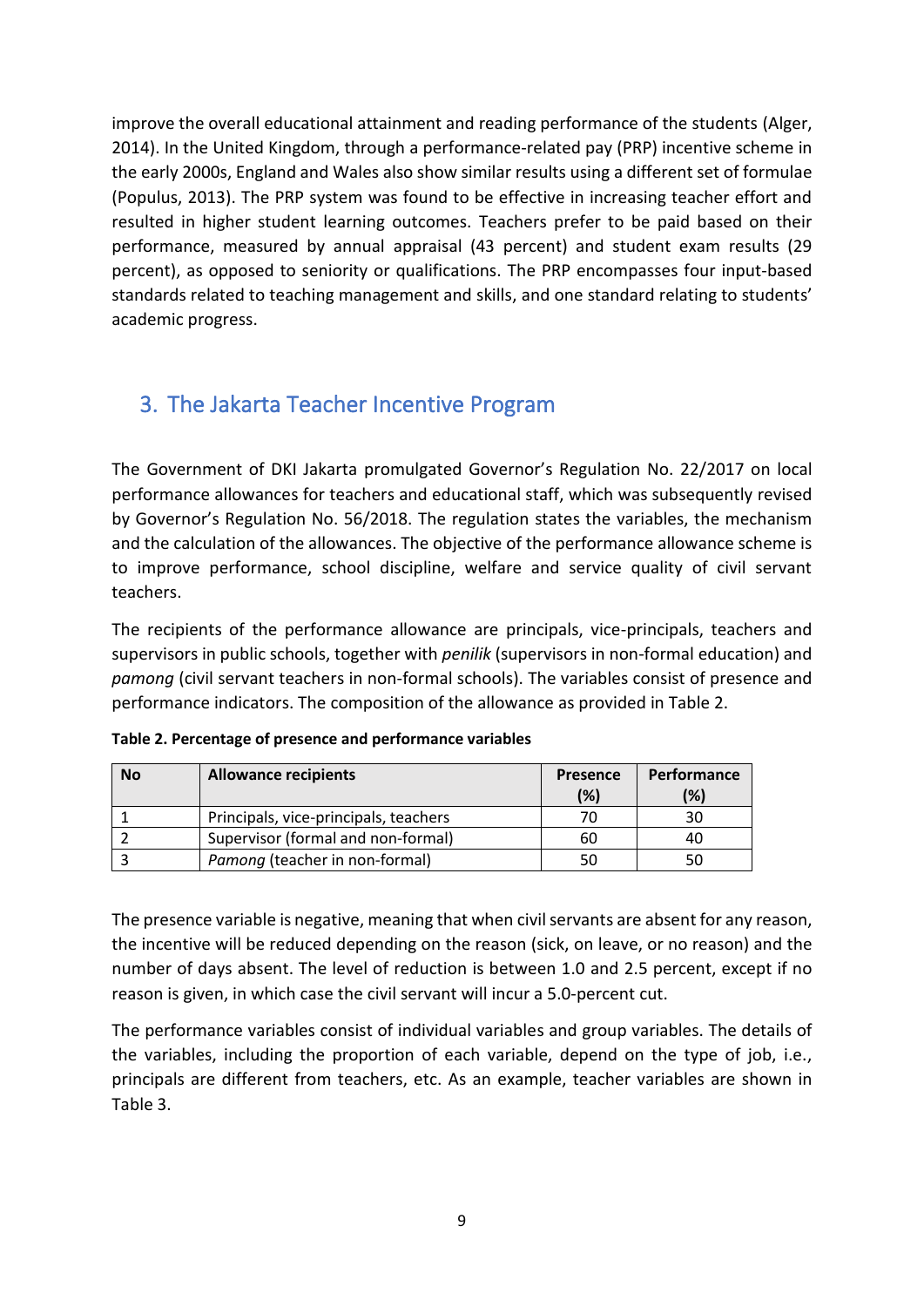improve the overall educational attainment and reading performance of the students (Alger, 2014). In the United Kingdom, through a performance-related pay (PRP) incentive scheme in the early 2000s, England and Wales also show similar results using a different set of formulae (Populus, 2013). The PRP system was found to be effective in increasing teacher effort and resulted in higher student learning outcomes. Teachers prefer to be paid based on their performance, measured by annual appraisal (43 percent) and student exam results (29 percent), as opposed to seniority or qualifications. The PRP encompasses four input-based standards related to teaching management and skills, and one standard relating to students' academic progress.

## 3. The Jakarta Teacher Incentive Program

The Government of DKI Jakarta promulgated Governor's Regulation No. 22/2017 on local performance allowances for teachers and educational staff, which was subsequently revised by Governor's Regulation No. 56/2018. The regulation states the variables, the mechanism and the calculation of the allowances. The objective of the performance allowance scheme is to improve performance, school discipline, welfare and service quality of civil servant teachers.

The recipients of the performance allowance are principals, vice-principals, teachers and supervisors in public schools, together with *penilik* (supervisors in non-formal education) and *pamong* (civil servant teachers in non-formal schools). The variables consist of presence and performance indicators. The composition of the allowance as provided in Table 2.

**Table 2. Percentage of presence and performance variables**

| No | Allowance recipients | Presence (%) | Performance (%) |
|---|---|---|---|
| 1 | Principals, vice-principals, teachers | 70 | 30 |
| 2 | Supervisor (formal and non-formal) | 60 | 40 |
| 3 | *Pamong* (teacher in non-formal) | 50 | 50 |

The presence variable is negative, meaning that when civil servants are absent for any reason, the incentive will be reduced depending on the reason (sick, on leave, or no reason) and the number of days absent. The level of reduction is between 1.0 and 2.5 percent, except if no reason is given, in which case the civil servant will incur a 5.0-percent cut.

The performance variables consist of individual variables and group variables. The details of the variables, including the proportion of each variable, depend on the type of job, i.e., principals are different from teachers, etc. As an example, teacher variables are shown in Table 3.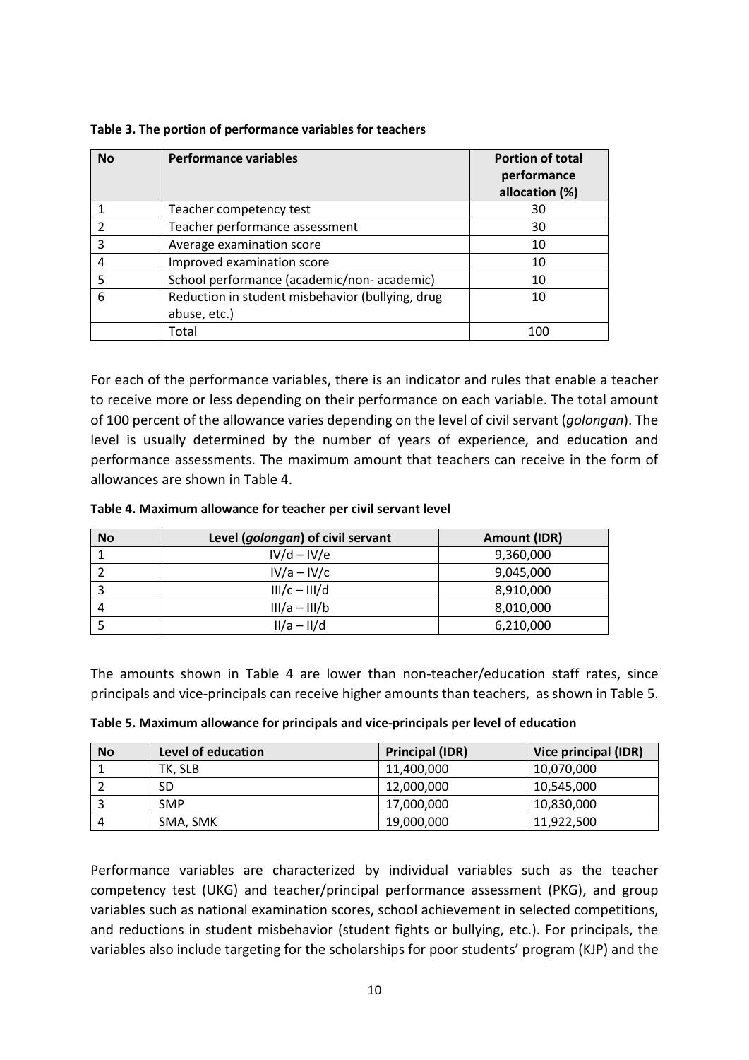**Table 3. The portion of performance variables for teachers**

| No | Performance variables | Portion of total performance allocation (%) |
|---|---|---|
| 1 | Teacher competency test | 30 |
| 2 | Teacher performance assessment | 30 |
| 3 | Average examination score | 10 |
| 4 | Improved examination score | 10 |
| 5 | School performance (academic/non- academic) | 10 |
| 6 | Reduction in student misbehavior (bullying, drug abuse, etc.) | 10 |
| | Total | 100 |

For each of the performance variables, there is an indicator and rules that enable a teacher to receive more or less depending on their performance on each variable. The total amount of 100 percent of the allowance varies depending on the level of civil servant (*golongan*). The level is usually determined by the number of years of experience, and education and performance assessments. The maximum amount that teachers can receive in the form of allowances are shown in Table 4.

**Table 4. Maximum allowance for teacher per civil servant level**

| No | Level (*golongan*) of civil servant | Amount (IDR) |
|---|---|---|
| 1 | IV/d – IV/e | 9,360,000 |
| 2 | IV/a – IV/c | 9,045,000 |
| 3 | III/c – III/d | 8,910,000 |
| 4 | III/a – III/b | 8,010,000 |
| 5 | II/a – II/d | 6,210,000 |

The amounts shown in Table 4 are lower than non-teacher/education staff rates, since principals and vice-principals can receive higher amounts than teachers, as shown in Table 5.

**Table 5. Maximum allowance for principals and vice-principals per level of education**

| No | Level of education | Principal (IDR) | Vice principal (IDR) |
|---|---|---|---|
| 1 | TK, SLB | 11,400,000 | 10,070,000 |
| 2 | SD | 12,000,000 | 10,545,000 |
| 3 | SMP | 17,000,000 | 10,830,000 |
| 4 | SMA, SMK | 19,000,000 | 11,922,500 |

Performance variables are characterized by individual variables such as the teacher competency test (UKG) and teacher/principal performance assessment (PKG), and group variables such as national examination scores, school achievement in selected competitions, and reductions in student misbehavior (student fights or bullying, etc.). For principals, the variables also include targeting for the scholarships for poor students' program (KJP) and the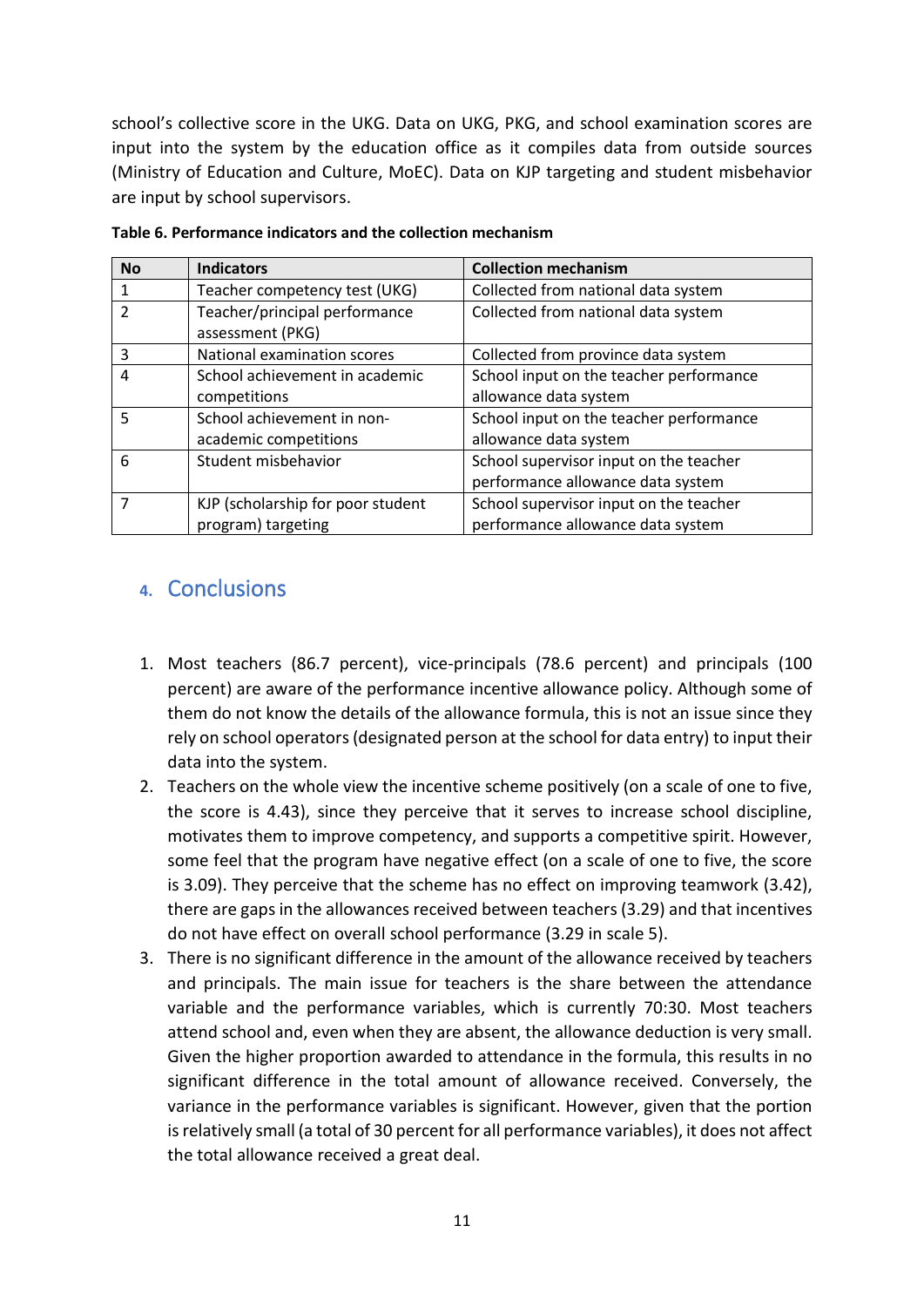school's collective score in the UKG. Data on UKG, PKG, and school examination scores are input into the system by the education office as it compiles data from outside sources (Ministry of Education and Culture, MoEC). Data on KJP targeting and student misbehavior are input by school supervisors.

**Table 6. Performance indicators and the collection mechanism**

| No | Indicators | Collection mechanism |
|---|---|---|
| 1 | Teacher competency test (UKG) | Collected from national data system |
| 2 | Teacher/principal performance assessment (PKG) | Collected from national data system |
| 3 | National examination scores | Collected from province data system |
| 4 | School achievement in academic competitions | School input on the teacher performance allowance data system |
| 5 | School achievement in non-academic competitions | School input on the teacher performance allowance data system |
| 6 | Student misbehavior | School supervisor input on the teacher performance allowance data system |
| 7 | KJP (scholarship for poor student program) targeting | School supervisor input on the teacher performance allowance data system |

## 4. Conclusions

1. Most teachers (86.7 percent), vice-principals (78.6 percent) and principals (100 percent) are aware of the performance incentive allowance policy. Although some of them do not know the details of the allowance formula, this is not an issue since they rely on school operators (designated person at the school for data entry) to input their data into the system.
2. Teachers on the whole view the incentive scheme positively (on a scale of one to five, the score is 4.43), since they perceive that it serves to increase school discipline, motivates them to improve competency, and supports a competitive spirit. However, some feel that the program have negative effect (on a scale of one to five, the score is 3.09). They perceive that the scheme has no effect on improving teamwork (3.42), there are gaps in the allowances received between teachers (3.29) and that incentives do not have effect on overall school performance (3.29 in scale 5).
3. There is no significant difference in the amount of the allowance received by teachers and principals. The main issue for teachers is the share between the attendance variable and the performance variables, which is currently 70:30. Most teachers attend school and, even when they are absent, the allowance deduction is very small. Given the higher proportion awarded to attendance in the formula, this results in no significant difference in the total amount of allowance received. Conversely, the variance in the performance variables is significant. However, given that the portion is relatively small (a total of 30 percent for all performance variables), it does not affect the total allowance received a great deal.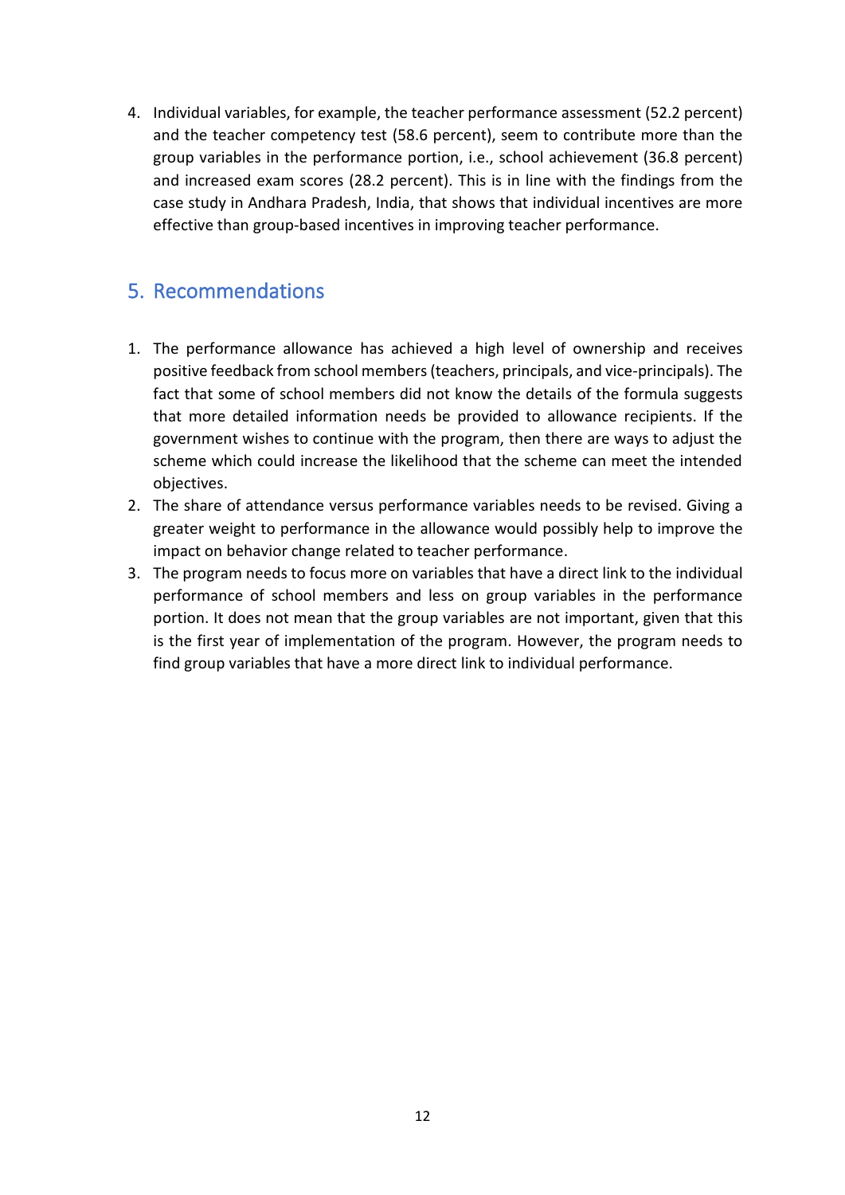4. Individual variables, for example, the teacher performance assessment (52.2 percent) and the teacher competency test (58.6 percent), seem to contribute more than the group variables in the performance portion, i.e., school achievement (36.8 percent) and increased exam scores (28.2 percent). This is in line with the findings from the case study in Andhara Pradesh, India, that shows that individual incentives are more effective than group-based incentives in improving teacher performance.

## 5. Recommendations

1. The performance allowance has achieved a high level of ownership and receives positive feedback from school members (teachers, principals, and vice-principals). The fact that some of school members did not know the details of the formula suggests that more detailed information needs be provided to allowance recipients. If the government wishes to continue with the program, then there are ways to adjust the scheme which could increase the likelihood that the scheme can meet the intended objectives.
2. The share of attendance versus performance variables needs to be revised. Giving a greater weight to performance in the allowance would possibly help to improve the impact on behavior change related to teacher performance.
3. The program needs to focus more on variables that have a direct link to the individual performance of school members and less on group variables in the performance portion. It does not mean that the group variables are not important, given that this is the first year of implementation of the program. However, the program needs to find group variables that have a more direct link to individual performance.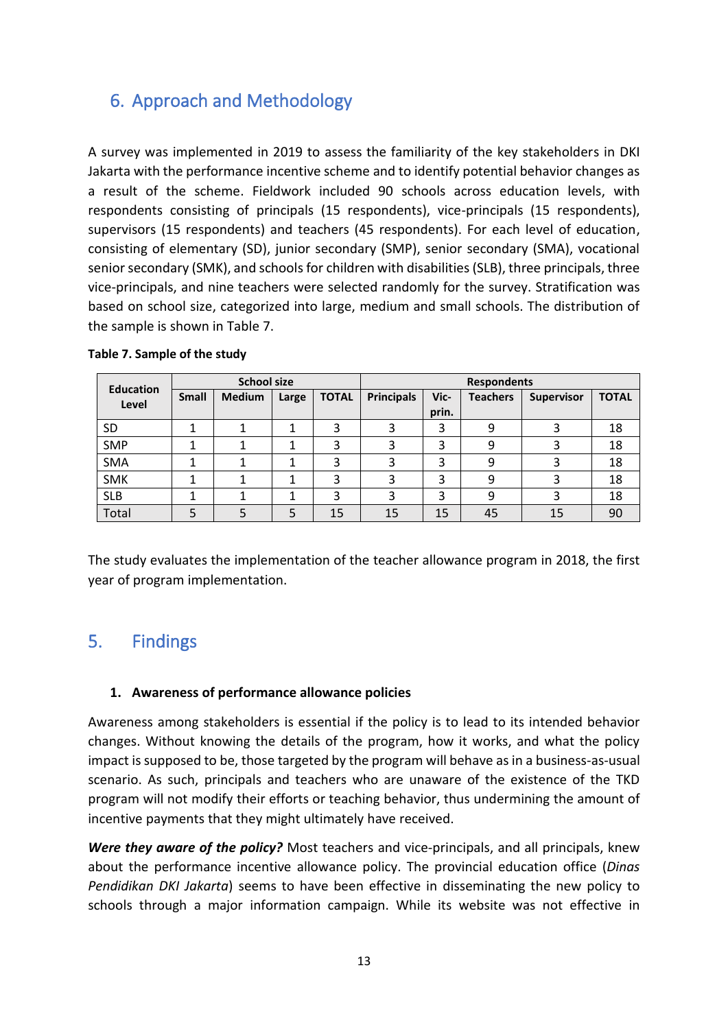## 6. Approach and Methodology

A survey was implemented in 2019 to assess the familiarity of the key stakeholders in DKI Jakarta with the performance incentive scheme and to identify potential behavior changes as a result of the scheme. Fieldwork included 90 schools across education levels, with respondents consisting of principals (15 respondents), vice-principals (15 respondents), supervisors (15 respondents) and teachers (45 respondents). For each level of education, consisting of elementary (SD), junior secondary (SMP), senior secondary (SMA), vocational senior secondary (SMK), and schools for children with disabilities (SLB), three principals, three vice-principals, and nine teachers were selected randomly for the survey. Stratification was based on school size, categorized into large, medium and small schools. The distribution of the sample is shown in Table 7.

**Table 7. Sample of the study**

| Education Level | School size | | | | Respondents | | | | |
|---|---|---|---|---|---|---|---|---|---|
| | Small | Medium | Large | TOTAL | Principals | Vic-prin. | Teachers | Supervisor | TOTAL |
| SD | 1 | 1 | 1 | 3 | 3 | 3 | 9 | 3 | 18 |
| SMP | 1 | 1 | 1 | 3 | 3 | 3 | 9 | 3 | 18 |
| SMA | 1 | 1 | 1 | 3 | 3 | 3 | 9 | 3 | 18 |
| SMK | 1 | 1 | 1 | 3 | 3 | 3 | 9 | 3 | 18 |
| SLB | 1 | 1 | 1 | 3 | 3 | 3 | 9 | 3 | 18 |
| Total | 5 | 5 | 5 | 15 | 15 | 15 | 45 | 15 | 90 |

The study evaluates the implementation of the teacher allowance program in 2018, the first year of program implementation.

## 5. Findings

**1. Awareness of performance allowance policies**

Awareness among stakeholders is essential if the policy is to lead to its intended behavior changes. Without knowing the details of the program, how it works, and what the policy impact is supposed to be, those targeted by the program will behave as in a business-as-usual scenario. As such, principals and teachers who are unaware of the existence of the TKD program will not modify their efforts or teaching behavior, thus undermining the amount of incentive payments that they might ultimately have received.

***Were they aware of the policy?*** Most teachers and vice-principals, and all principals, knew about the performance incentive allowance policy. The provincial education office (*Dinas Pendidikan DKI Jakarta*) seems to have been effective in disseminating the new policy to schools through a major information campaign. While its website was not effective in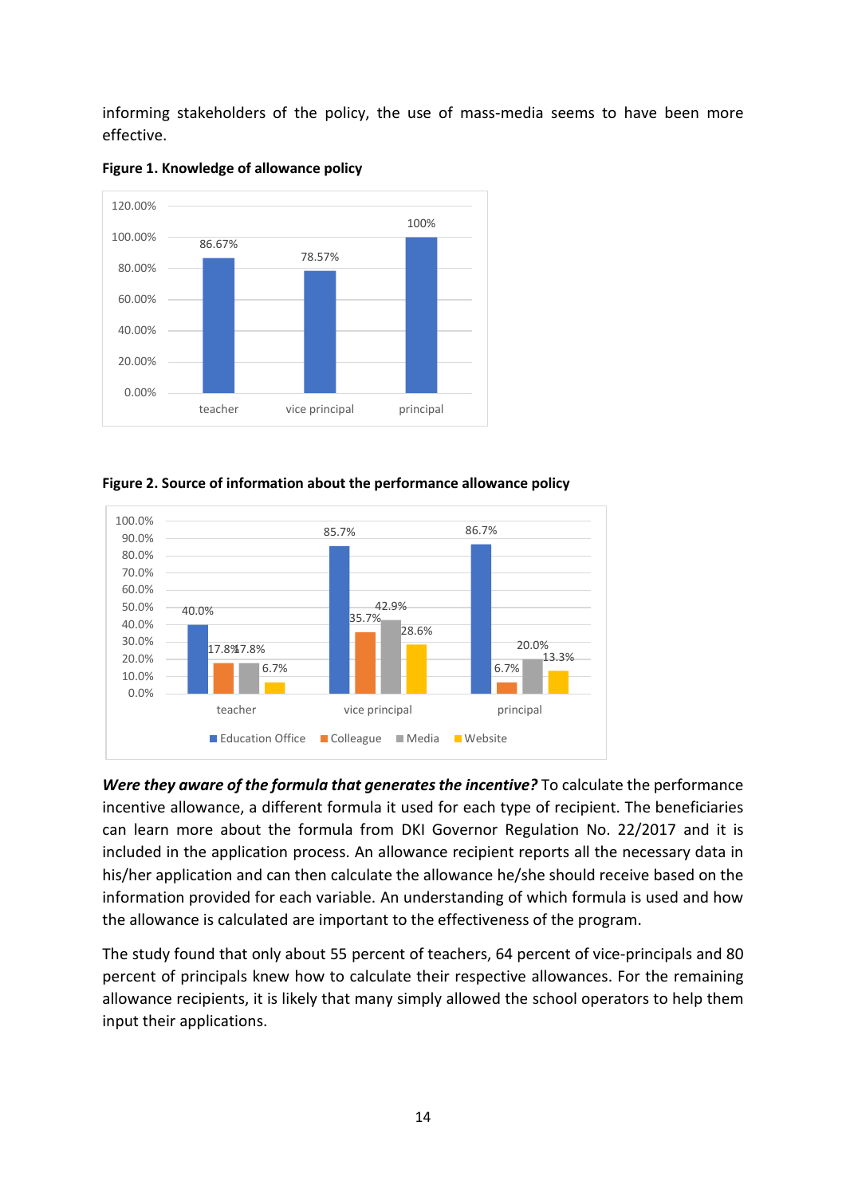informing stakeholders of the policy, the use of mass-media seems to have been more effective.

**Figure 1. Knowledge of allowance policy**

**Figure 2. Source of information about the performance allowance policy**

***Were they aware of the formula that generates the incentive?*** To calculate the performance incentive allowance, a different formula it used for each type of recipient. The beneficiaries can learn more about the formula from DKI Governor Regulation No. 22/2017 and it is included in the application process. An allowance recipient reports all the necessary data in his/her application and can then calculate the allowance he/she should receive based on the information provided for each variable. An understanding of which formula is used and how the allowance is calculated are important to the effectiveness of the program.

The study found that only about 55 percent of teachers, 64 percent of vice-principals and 80 percent of principals knew how to calculate their respective allowances. For the remaining allowance recipients, it is likely that many simply allowed the school operators to help them input their applications.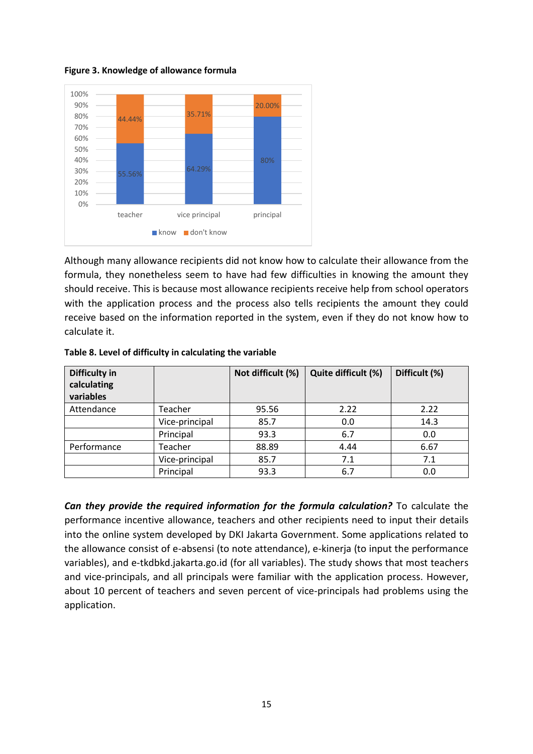**Figure 3. Knowledge of allowance formula**

100%
90%
80%
70%
60%
50%
40%
30%
20%
10%
0%

teacher: 55.56%, 44.44%
vice principal: 64.29%, 35.71%
principal: 80%, 20.00%

know
don't know

Although many allowance recipients did not know how to calculate their allowance from the formula, they nonetheless seem to have had few difficulties in knowing the amount they should receive. This is because most allowance recipients receive help from school operators with the application process and the process also tells recipients the amount they could receive based on the information reported in the system, even if they do not know how to calculate it.

**Table 8. Level of difficulty in calculating the variable**

| Difficulty in calculating variables | | Not difficult (%) | Quite difficult (%) | Difficult (%) |
|---|---|---|---|---|
| Attendance | Teacher | 95.56 | 2.22 | 2.22 |
| | Vice-principal | 85.7 | 0.0 | 14.3 |
| | Principal | 93.3 | 6.7 | 0.0 |
| Performance | Teacher | 88.89 | 4.44 | 6.67 |
| | Vice-principal | 85.7 | 7.1 | 7.1 |
| | Principal | 93.3 | 6.7 | 0.0 |

***Can they provide the required information for the formula calculation?*** To calculate the performance incentive allowance, teachers and other recipients need to input their details into the online system developed by DKI Jakarta Government. Some applications related to the allowance consist of e-absensi (to note attendance), e-kinerja (to input the performance variables), and e-tkdbkd.jakarta.go.id (for all variables). The study shows that most teachers and vice-principals, and all principals were familiar with the application process. However, about 10 percent of teachers and seven percent of vice-principals had problems using the application.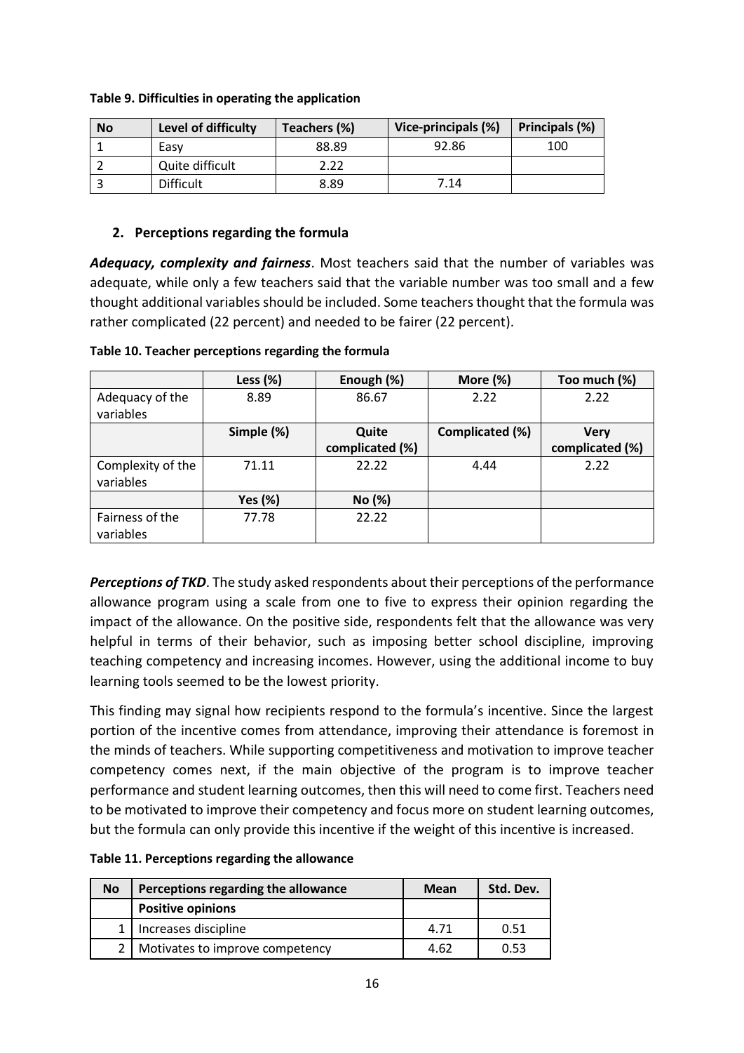**Table 9. Difficulties in operating the application**

| No | Level of difficulty | Teachers (%) | Vice-principals (%) | Principals (%) |
|---|---|---|---|---|
| 1 | Easy | 88.89 | 92.86 | 100 |
| 2 | Quite difficult | 2.22 | | |
| 3 | Difficult | 8.89 | 7.14 | |

## 2. Perceptions regarding the formula

***Adequacy, complexity and fairness***. Most teachers said that the number of variables was adequate, while only a few teachers said that the variable number was too small and a few thought additional variables should be included. Some teachers thought that the formula was rather complicated (22 percent) and needed to be fairer (22 percent).

**Table 10. Teacher perceptions regarding the formula**

| | Less (%) | Enough (%) | More (%) | Too much (%) |
|---|---|---|---|---|
| Adequacy of the variables | 8.89 | 86.67 | 2.22 | 2.22 |
| | **Simple (%)** | **Quite complicated (%)** | **Complicated (%)** | **Very complicated (%)** |
| Complexity of the variables | 71.11 | 22.22 | 4.44 | 2.22 |
| | **Yes (%)** | **No (%)** | | |
| Fairness of the variables | 77.78 | 22.22 | | |

***Perceptions of TKD***. The study asked respondents about their perceptions of the performance allowance program using a scale from one to five to express their opinion regarding the impact of the allowance. On the positive side, respondents felt that the allowance was very helpful in terms of their behavior, such as imposing better school discipline, improving teaching competency and increasing incomes. However, using the additional income to buy learning tools seemed to be the lowest priority.

This finding may signal how recipients respond to the formula's incentive. Since the largest portion of the incentive comes from attendance, improving their attendance is foremost in the minds of teachers. While supporting competitiveness and motivation to improve teacher competency comes next, if the main objective of the program is to improve teacher performance and student learning outcomes, then this will need to come first. Teachers need to be motivated to improve their competency and focus more on student learning outcomes, but the formula can only provide this incentive if the weight of this incentive is increased.

**Table 11. Perceptions regarding the allowance**

| No | Perceptions regarding the allowance | Mean | Std. Dev. |
|---|---|---|---|
| | **Positive opinions** | | |
| 1 | Increases discipline | 4.71 | 0.51 |
| 2 | Motivates to improve competency | 4.62 | 0.53 |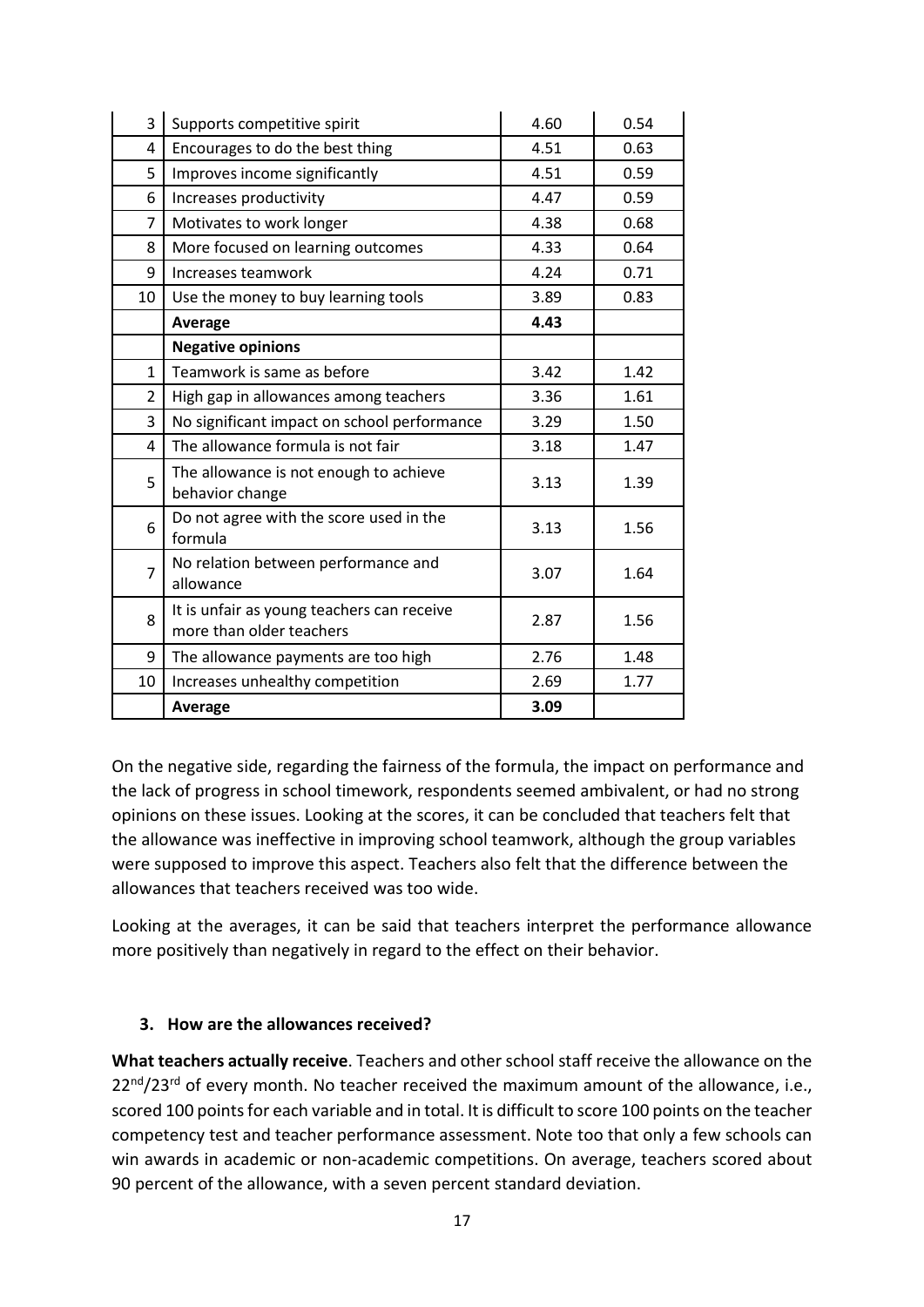| | | | |
|---|---|---|---|
| 3 | Supports competitive spirit | 4.60 | 0.54 |
| 4 | Encourages to do the best thing | 4.51 | 0.63 |
| 5 | Improves income significantly | 4.51 | 0.59 |
| 6 | Increases productivity | 4.47 | 0.59 |
| 7 | Motivates to work longer | 4.38 | 0.68 |
| 8 | More focused on learning outcomes | 4.33 | 0.64 |
| 9 | Increases teamwork | 4.24 | 0.71 |
| 10 | Use the money to buy learning tools | 3.89 | 0.83 |
| | **Average** | **4.43** | |
| | **Negative opinions** | | |
| 1 | Teamwork is same as before | 3.42 | 1.42 |
| 2 | High gap in allowances among teachers | 3.36 | 1.61 |
| 3 | No significant impact on school performance | 3.29 | 1.50 |
| 4 | The allowance formula is not fair | 3.18 | 1.47 |
| 5 | The allowance is not enough to achieve behavior change | 3.13 | 1.39 |
| 6 | Do not agree with the score used in the formula | 3.13 | 1.56 |
| 7 | No relation between performance and allowance | 3.07 | 1.64 |
| 8 | It is unfair as young teachers can receive more than older teachers | 2.87 | 1.56 |
| 9 | The allowance payments are too high | 2.76 | 1.48 |
| 10 | Increases unhealthy competition | 2.69 | 1.77 |
| | **Average** | **3.09** | |

On the negative side, regarding the fairness of the formula, the impact on performance and the lack of progress in school timework, respondents seemed ambivalent, or had no strong opinions on these issues. Looking at the scores, it can be concluded that teachers felt that the allowance was ineffective in improving school teamwork, although the group variables were supposed to improve this aspect. Teachers also felt that the difference between the allowances that teachers received was too wide.

Looking at the averages, it can be said that teachers interpret the performance allowance more positively than negatively in regard to the effect on their behavior.

### 3. How are the allowances received?

**What teachers actually receive**. Teachers and other school staff receive the allowance on the 22nd/23rd of every month. No teacher received the maximum amount of the allowance, i.e., scored 100 points for each variable and in total. It is difficult to score 100 points on the teacher competency test and teacher performance assessment. Note too that only a few schools can win awards in academic or non-academic competitions. On average, teachers scored about 90 percent of the allowance, with a seven percent standard deviation.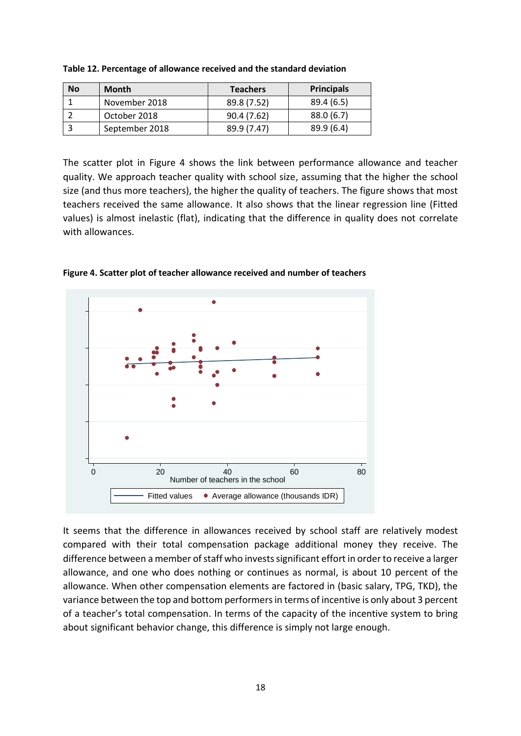**Table 12. Percentage of allowance received and the standard deviation**

| No | Month | Teachers | Principals |
|---|---|---|---|
| 1 | November 2018 | 89.8 (7.52) | 89.4 (6.5) |
| 2 | October 2018 | 90.4 (7.62) | 88.0 (6.7) |
| 3 | September 2018 | 89.9 (7.47) | 89.9 (6.4) |

The scatter plot in Figure 4 shows the link between performance allowance and teacher quality. We approach teacher quality with school size, assuming that the higher the school size (and thus more teachers), the higher the quality of teachers. The figure shows that most teachers received the same allowance. It also shows that the linear regression line (Fitted values) is almost inelastic (flat), indicating that the difference in quality does not correlate with allowances.

**Figure 4. Scatter plot of teacher allowance received and number of teachers**

0 20 40 60 80

Number of teachers in the school

Fitted values

Average allowance (thousands IDR)

It seems that the difference in allowances received by school staff are relatively modest compared with their total compensation package additional money they receive. The difference between a member of staff who invests significant effort in order to receive a larger allowance, and one who does nothing or continues as normal, is about 10 percent of the allowance. When other compensation elements are factored in (basic salary, TPG, TKD), the variance between the top and bottom performers in terms of incentive is only about 3 percent of a teacher's total compensation. In terms of the capacity of the incentive system to bring about significant behavior change, this difference is simply not large enough.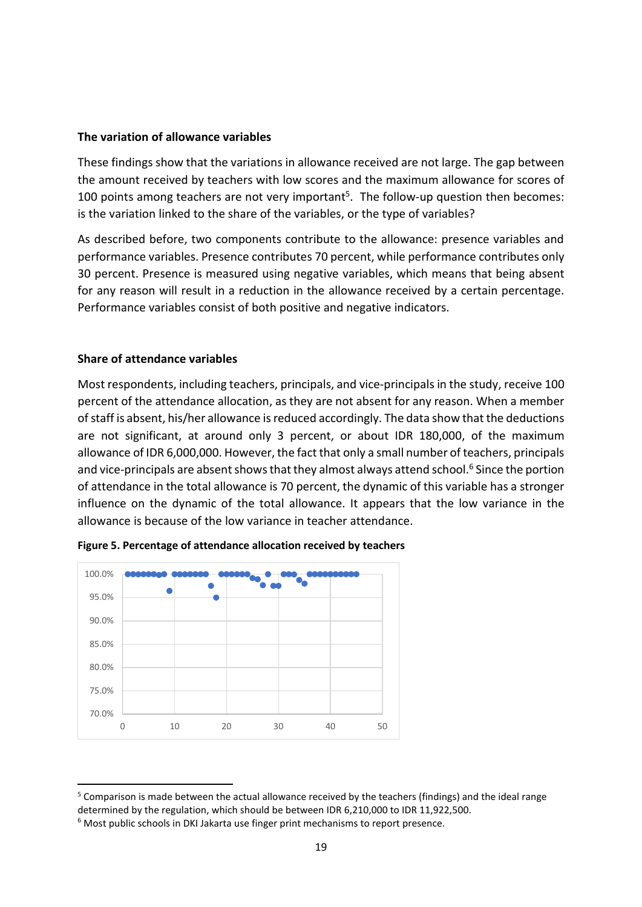### The variation of allowance variables

These findings show that the variations in allowance received are not large. The gap between the amount received by teachers with low scores and the maximum allowance for scores of 100 points among teachers are not very important[5]. The follow-up question then becomes: is the variation linked to the share of the variables, or the type of variables?

As described before, two components contribute to the allowance: presence variables and performance variables. Presence contributes 70 percent, while performance contributes only 30 percent. Presence is measured using negative variables, which means that being absent for any reason will result in a reduction in the allowance received by a certain percentage. Performance variables consist of both positive and negative indicators.

### Share of attendance variables

Most respondents, including teachers, principals, and vice-principals in the study, receive 100 percent of the attendance allocation, as they are not absent for any reason. When a member of staff is absent, his/her allowance is reduced accordingly. The data show that the deductions are not significant, at around only 3 percent, or about IDR 180,000, of the maximum allowance of IDR 6,000,000. However, the fact that only a small number of teachers, principals and vice-principals are absent shows that they almost always attend school.[6] Since the portion of attendance in the total allowance is 70 percent, the dynamic of this variable has a stronger influence on the dynamic of the total allowance. It appears that the low variance in the allowance is because of the low variance in teacher attendance.

**Figure 5. Percentage of attendance allocation received by teachers**

100.0%
95.0%
90.0%
85.0%
80.0%
75.0%
70.0%
0 10 20 30 40 50

[5] Comparison is made between the actual allowance received by the teachers (findings) and the ideal range determined by the regulation, which should be between IDR 6,210,000 to IDR 11,922,500.

[6] Most public schools in DKI Jakarta use finger print mechanisms to report presence.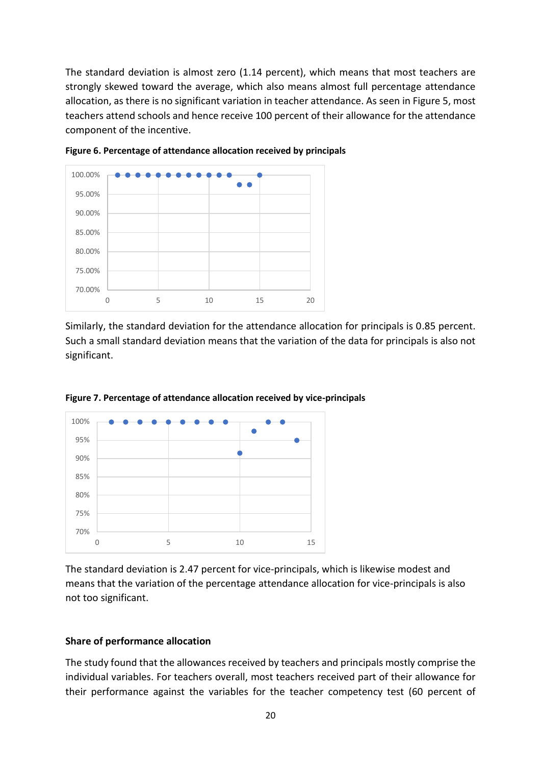The standard deviation is almost zero (1.14 percent), which means that most teachers are strongly skewed toward the average, which also means almost full percentage attendance allocation, as there is no significant variation in teacher attendance. As seen in Figure 5, most teachers attend schools and hence receive 100 percent of their allowance for the attendance component of the incentive.

**Figure 6. Percentage of attendance allocation received by principals**

100.00%
95.00%
90.00%
85.00%
80.00%
75.00%
70.00%
0
5
10
15
20

Similarly, the standard deviation for the attendance allocation for principals is 0.85 percent. Such a small standard deviation means that the variation of the data for principals is also not significant.

**Figure 7. Percentage of attendance allocation received by vice-principals**

100%
95%
90%
85%
80%
75%
70%
0
5
10
15

The standard deviation is 2.47 percent for vice-principals, which is likewise modest and means that the variation of the percentage attendance allocation for vice-principals is also not too significant.

**Share of performance allocation**

The study found that the allowances received by teachers and principals mostly comprise the individual variables. For teachers overall, most teachers received part of their allowance for their performance against the variables for the teacher competency test (60 percent of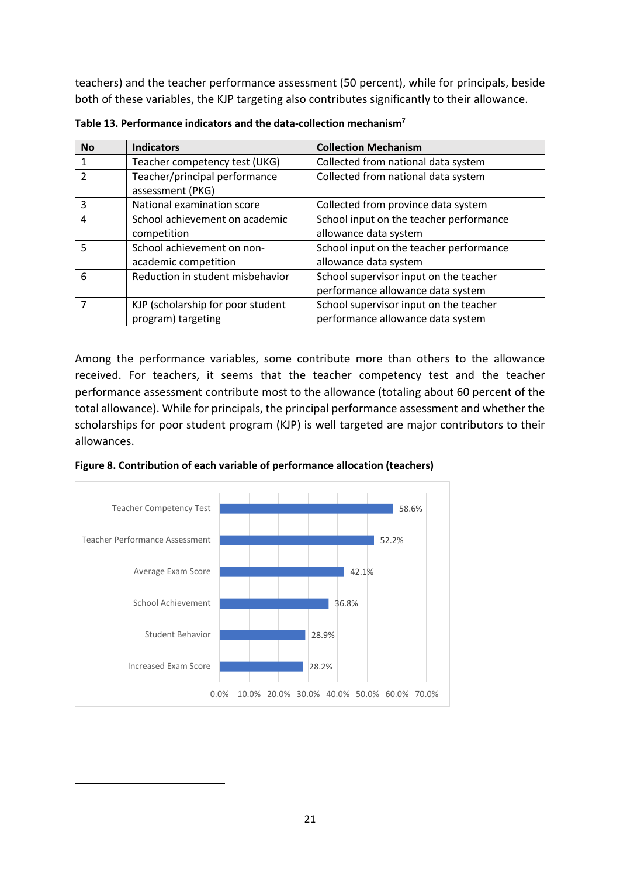teachers) and the teacher performance assessment (50 percent), while for principals, beside both of these variables, the KJP targeting also contributes significantly to their allowance.

**Table 13. Performance indicators and the data-collection mechanism[7]**

| No | Indicators | Collection Mechanism |
|---|---|---|
| 1 | Teacher competency test (UKG) | Collected from national data system |
| 2 | Teacher/principal performance assessment (PKG) | Collected from national data system |
| 3 | National examination score | Collected from province data system |
| 4 | School achievement on academic competition | School input on the teacher performance allowance data system |
| 5 | School achievement on non-academic competition | School input on the teacher performance allowance data system |
| 6 | Reduction in student misbehavior | School supervisor input on the teacher performance allowance data system |
| 7 | KJP (scholarship for poor student program) targeting | School supervisor input on the teacher performance allowance data system |

Among the performance variables, some contribute more than others to the allowance received. For teachers, it seems that the teacher competency test and the teacher performance assessment contribute most to the allowance (totaling about 60 percent of the total allowance). While for principals, the principal performance assessment and whether the scholarships for poor student program (KJP) is well targeted are major contributors to their allowances.

**Figure 8. Contribution of each variable of performance allocation (teachers)**

Teacher Competency Test 58.6%
Teacher Performance Assessment 52.2%
Average Exam Score 42.1%
School Achievement 36.8%
Student Behavior 28.9%
Increased Exam Score 28.2%

0.0% 10.0% 20.0% 30.0% 40.0% 50.0% 60.0% 70.0%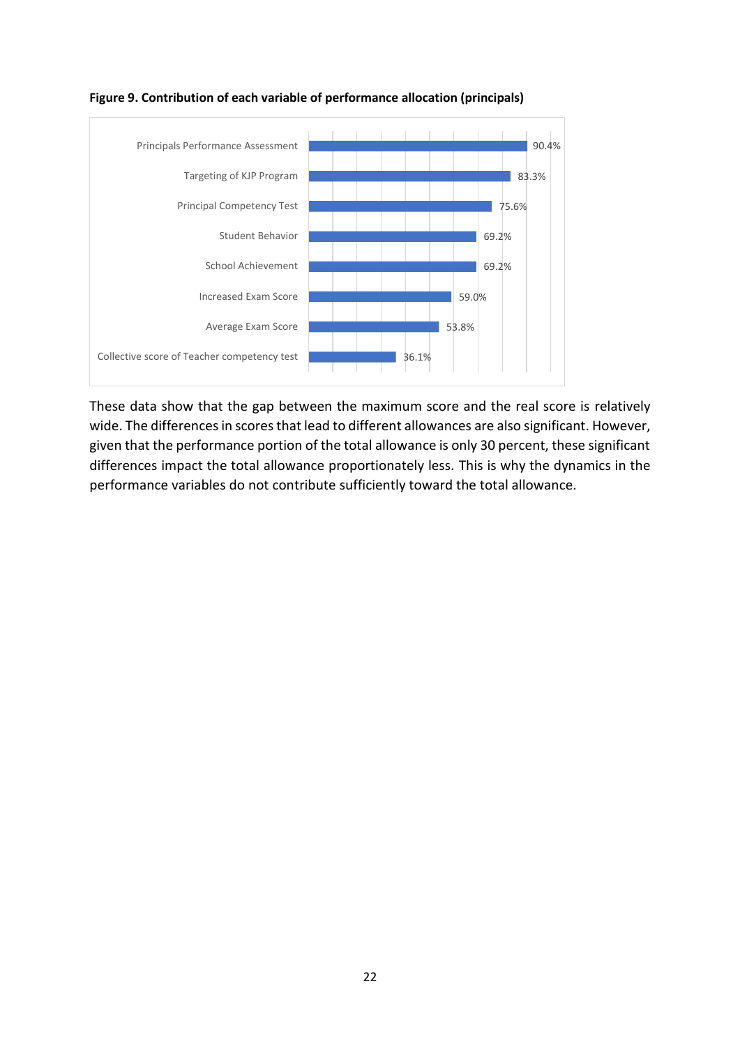**Figure 9. Contribution of each variable of performance allocation (principals)**

Principals Performance Assessment 90.4%
Targeting of KJP Program 83.3%
Principal Competency Test 75.6%
Student Behavior 69.2%
School Achievement 69.2%
Increased Exam Score 59.0%
Average Exam Score 53.8%
Collective score of Teacher competency test 36.1%

These data show that the gap between the maximum score and the real score is relatively wide. The differences in scores that lead to different allowances are also significant. However, given that the performance portion of the total allowance is only 30 percent, these significant differences impact the total allowance proportionately less. This is why the dynamics in the performance variables do not contribute sufficiently toward the total allowance.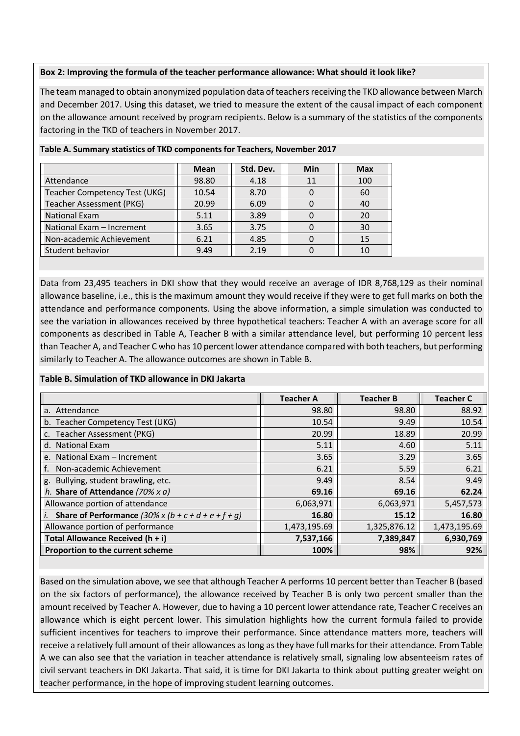**Box 2: Improving the formula of the teacher performance allowance: What should it look like?**

The team managed to obtain anonymized population data of teachers receiving the TKD allowance between March and December 2017. Using this dataset, we tried to measure the extent of the causal impact of each component on the allowance amount received by program recipients. Below is a summary of the statistics of the components factoring in the TKD of teachers in November 2017.

**Table A. Summary statistics of TKD components for Teachers, November 2017**

| | Mean | Std. Dev. | Min | Max |
|---|---|---|---|---|
| Attendance | 98.80 | 4.18 | 11 | 100 |
| Teacher Competency Test (UKG) | 10.54 | 8.70 | 0 | 60 |
| Teacher Assessment (PKG) | 20.99 | 6.09 | 0 | 40 |
| National Exam | 5.11 | 3.89 | 0 | 20 |
| National Exam – Increment | 3.65 | 3.75 | 0 | 30 |
| Non-academic Achievement | 6.21 | 4.85 | 0 | 15 |
| Student behavior | 9.49 | 2.19 | 0 | 10 |

Data from 23,495 teachers in DKI show that they would receive an average of IDR 8,768,129 as their nominal allowance baseline, i.e., this is the maximum amount they would receive if they were to get full marks on both the attendance and performance components. Using the above information, a simple simulation was conducted to see the variation in allowances received by three hypothetical teachers: Teacher A with an average score for all components as described in Table A, Teacher B with a similar attendance level, but performing 10 percent less than Teacher A, and Teacher C who has 10 percent lower attendance compared with both teachers, but performing similarly to Teacher A. The allowance outcomes are shown in Table B.

**Table B. Simulation of TKD allowance in DKI Jakarta**

| | Teacher A | Teacher B | Teacher C |
|---|---|---|---|
| a. Attendance | 98.80 | 98.80 | 88.92 |
| b. Teacher Competency Test (UKG) | 10.54 | 9.49 | 10.54 |
| c. Teacher Assessment (PKG) | 20.99 | 18.89 | 20.99 |
| d. National Exam | 5.11 | 4.60 | 5.11 |
| e. National Exam – Increment | 3.65 | 3.29 | 3.65 |
| f. Non-academic Achievement | 6.21 | 5.59 | 6.21 |
| g. Bullying, student brawling, etc. | 9.49 | 8.54 | 9.49 |
| *h.* **Share of Attendance** *(70% x a)* | **69.16** | **69.16** | **62.24** |
| Allowance portion of attendance | 6,063,971 | 6,063,971 | 5,457,573 |
| *i.* **Share of Performance** *(30% x (b + c + d + e + f + g)* | **16.80** | **15.12** | **16.80** |
| Allowance portion of performance | 1,473,195.69 | 1,325,876.12 | 1,473,195.69 |
| **Total Allowance Received (h + i)** | **7,537,166** | **7,389,847** | **6,930,769** |
| **Proportion to the current scheme** | **100%** | **98%** | **92%** |

Based on the simulation above, we see that although Teacher A performs 10 percent better than Teacher B (based on the six factors of performance), the allowance received by Teacher B is only two percent smaller than the amount received by Teacher A. However, due to having a 10 percent lower attendance rate, Teacher C receives an allowance which is eight percent lower. This simulation highlights how the current formula failed to provide sufficient incentives for teachers to improve their performance. Since attendance matters more, teachers will receive a relatively full amount of their allowances as long as they have full marks for their attendance. From Table A we can also see that the variation in teacher attendance is relatively small, signaling low absenteeism rates of civil servant teachers in DKI Jakarta. That said, it is time for DKI Jakarta to think about putting greater weight on teacher performance, in the hope of improving student learning outcomes.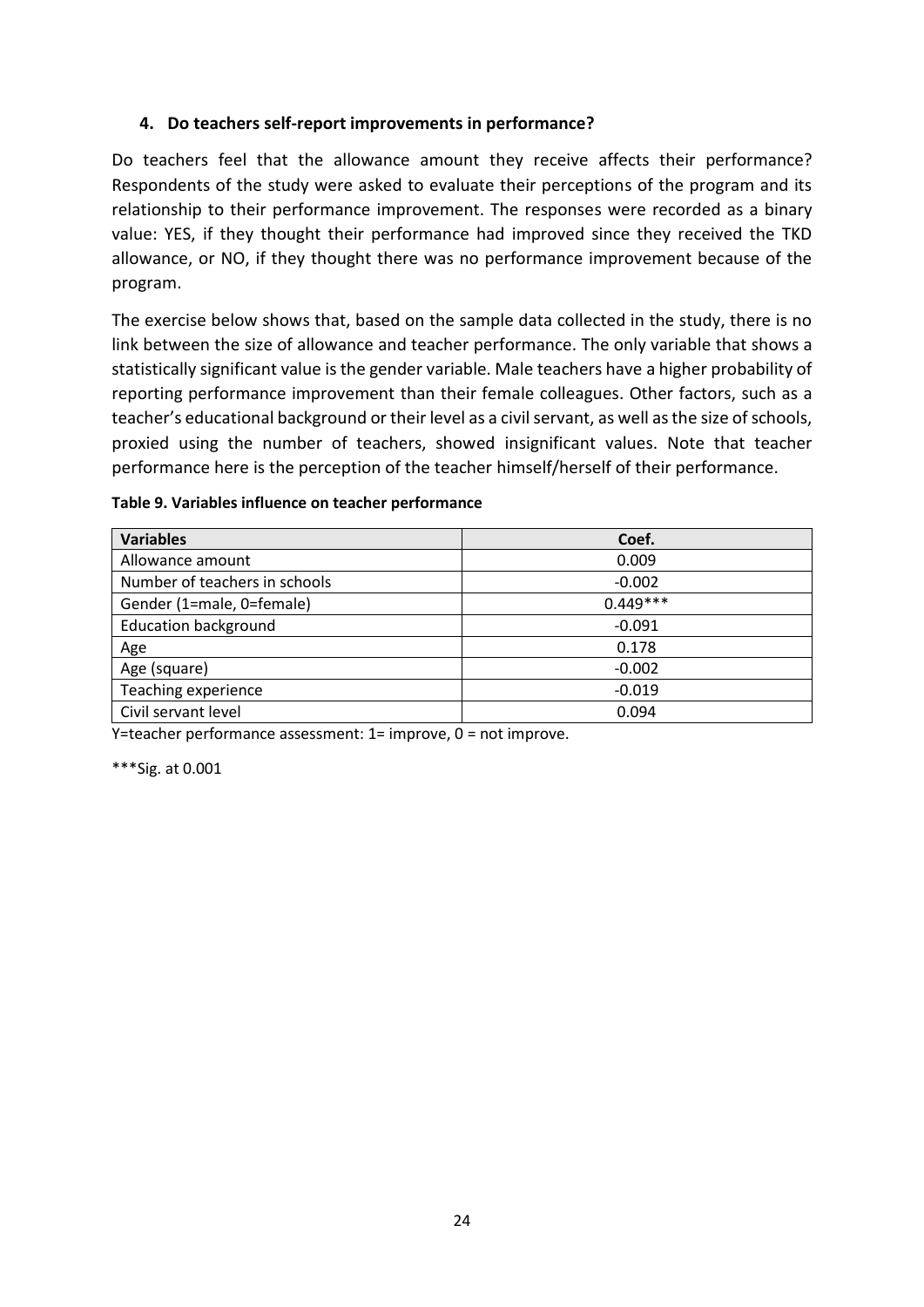### 4. Do teachers self-report improvements in performance?

Do teachers feel that the allowance amount they receive affects their performance? Respondents of the study were asked to evaluate their perceptions of the program and its relationship to their performance improvement. The responses were recorded as a binary value: YES, if they thought their performance had improved since they received the TKD allowance, or NO, if they thought there was no performance improvement because of the program.

The exercise below shows that, based on the sample data collected in the study, there is no link between the size of allowance and teacher performance. The only variable that shows a statistically significant value is the gender variable. Male teachers have a higher probability of reporting performance improvement than their female colleagues. Other factors, such as a teacher's educational background or their level as a civil servant, as well as the size of schools, proxied using the number of teachers, showed insignificant values. Note that teacher performance here is the perception of the teacher himself/herself of their performance.

**Table 9. Variables influence on teacher performance**

| Variables | Coef. |
|---|---|
| Allowance amount | 0.009 |
| Number of teachers in schools | -0.002 |
| Gender (1=male, 0=female) | 0.449*** |
| Education background | -0.091 |
| Age | 0.178 |
| Age (square) | -0.002 |
| Teaching experience | -0.019 |
| Civil servant level | 0.094 |

Y=teacher performance assessment: 1= improve, 0 = not improve.

***Sig. at 0.001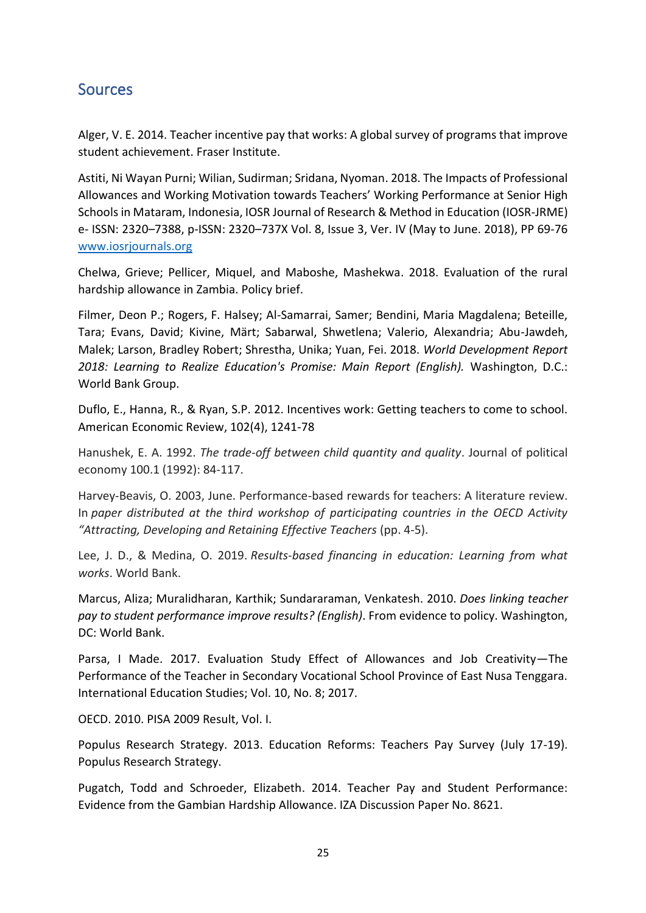## Sources

Alger, V. E. 2014. Teacher incentive pay that works: A global survey of programs that improve student achievement. Fraser Institute.

Astiti, Ni Wayan Purni; Wilian, Sudirman; Sridana, Nyoman. 2018. The Impacts of Professional Allowances and Working Motivation towards Teachers' Working Performance at Senior High Schools in Mataram, Indonesia, IOSR Journal of Research & Method in Education (IOSR-JRME) e- ISSN: 2320–7388, p-ISSN: 2320–737X Vol. 8, Issue 3, Ver. IV (May to June. 2018), PP 69-76 [www.iosrjournals.org](http://www.iosrjournals.org)

Chelwa, Grieve; Pellicer, Miquel, and Maboshe, Mashekwa. 2018. Evaluation of the rural hardship allowance in Zambia. Policy brief.

Filmer, Deon P.; Rogers, F. Halsey; Al-Samarrai, Samer; Bendini, Maria Magdalena; Beteille, Tara; Evans, David; Kivine, Märt; Sabarwal, Shwetlena; Valerio, Alexandria; Abu-Jawdeh, Malek; Larson, Bradley Robert; Shrestha, Unika; Yuan, Fei. 2018. *World Development Report 2018: Learning to Realize Education's Promise: Main Report (English).* Washington, D.C.: World Bank Group.

Duflo, E., Hanna, R., & Ryan, S.P. 2012. Incentives work: Getting teachers to come to school. American Economic Review, 102(4), 1241-78

Hanushek, E. A. 1992. *The trade-off between child quantity and quality*. Journal of political economy 100.1 (1992): 84-117.

Harvey-Beavis, O. 2003, June. Performance-based rewards for teachers: A literature review. In *paper distributed at the third workshop of participating countries in the OECD Activity "Attracting, Developing and Retaining Effective Teachers* (pp. 4-5).

Lee, J. D., & Medina, O. 2019. *Results-based financing in education: Learning from what works*. World Bank.

Marcus, Aliza; Muralidharan, Karthik; Sundararaman, Venkatesh. 2010. *Does linking teacher pay to student performance improve results? (English)*. From evidence to policy. Washington, DC: World Bank.

Parsa, I Made. 2017. Evaluation Study Effect of Allowances and Job Creativity—The Performance of the Teacher in Secondary Vocational School Province of East Nusa Tenggara. International Education Studies; Vol. 10, No. 8; 2017.

OECD. 2010. PISA 2009 Result, Vol. I.

Populus Research Strategy. 2013. Education Reforms: Teachers Pay Survey (July 17-19). Populus Research Strategy.

Pugatch, Todd and Schroeder, Elizabeth. 2014. Teacher Pay and Student Performance: Evidence from the Gambian Hardship Allowance. IZA Discussion Paper No. 8621.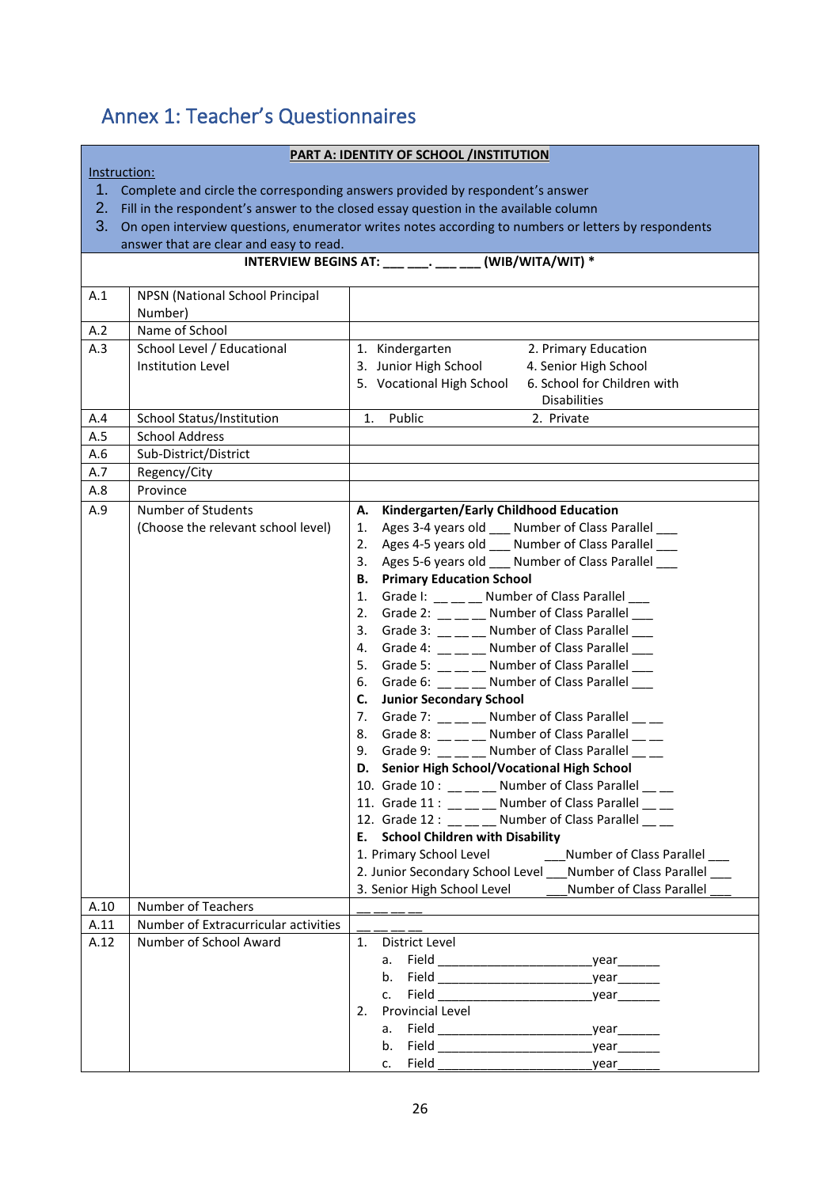## Annex 1: Teacher's Questionnaires

| PART A: IDENTITY OF SCHOOL /INSTITUTION | | |
|---|---|---|
| Instruction:<br>1. Complete and circle the corresponding answers provided by respondent's answer<br>2. Fill in the respondent's answer to the closed essay question in the available column<br>3. On open interview questions, enumerator writes notes according to numbers or letters by respondents answer that are clear and easy to read. | | |
| INTERVIEW BEGINS AT: ___ ___. ___ ___ (WIB/WITA/WIT) * | | |
| A.1 | NPSN (National School Principal Number) | |
| A.2 | Name of School | |
| A.3 | School Level / Educational Institution Level | 1. Kindergarten 2. Primary Education<br>3. Junior High School 4. Senior High School<br>5. Vocational High School 6. School for Children with Disabilities |
| A.4 | School Status/Institution | 1. Public 2. Private |
| A.5 | School Address | |
| A.6 | Sub-District/District | |
| A.7 | Regency/City | |
| A.8 | Province | |
| A.9 | Number of Students<br>(Choose the relevant school level) | **A. Kindergarten/Early Childhood Education**<br>1. Ages 3-4 years old ___ Number of Class Parallel ___<br>2. Ages 4-5 years old ___ Number of Class Parallel ___<br>3. Ages 5-6 years old ___ Number of Class Parallel ___<br>**B. Primary Education School**<br>1. Grade I: __ __ __ Number of Class Parallel ___<br>2. Grade 2: __ __ __ Number of Class Parallel ___<br>3. Grade 3: __ __ __ Number of Class Parallel ___<br>4. Grade 4: __ __ __ Number of Class Parallel ___<br>5. Grade 5: __ __ __ Number of Class Parallel ___<br>6. Grade 6: __ __ __ Number of Class Parallel ___<br>**C. Junior Secondary School**<br>7. Grade 7: __ __ __ Number of Class Parallel __ __<br>8. Grade 8: __ __ __ Number of Class Parallel __ __<br>9. Grade 9: __ __ __ Number of Class Parallel __ __<br>**D. Senior High School/Vocational High School**<br>10. Grade 10 : __ __ __ Number of Class Parallel __ __<br>11. Grade 11 : __ __ __ Number of Class Parallel __ __<br>12. Grade 12 : __ __ __ Number of Class Parallel __ __<br>**E. School Children with Disability**<br>1. Primary School Level ___Number of Class Parallel ___<br>2. Junior Secondary School Level ___Number of Class Parallel ___<br>3. Senior High School Level ___Number of Class Parallel ___ |
| A.10 | Number of Teachers | __ __ __ __ |
| A.11 | Number of Extracurricular activities | __ __ __ __ |
| A.12 | Number of School Award | 1. District Level<br>a. Field ______________________year______<br>b. Field ______________________year______<br>c. Field ______________________year______<br>2. Provincial Level<br>a. Field ______________________year______<br>b. Field ______________________year______<br>c. Field ______________________year______ |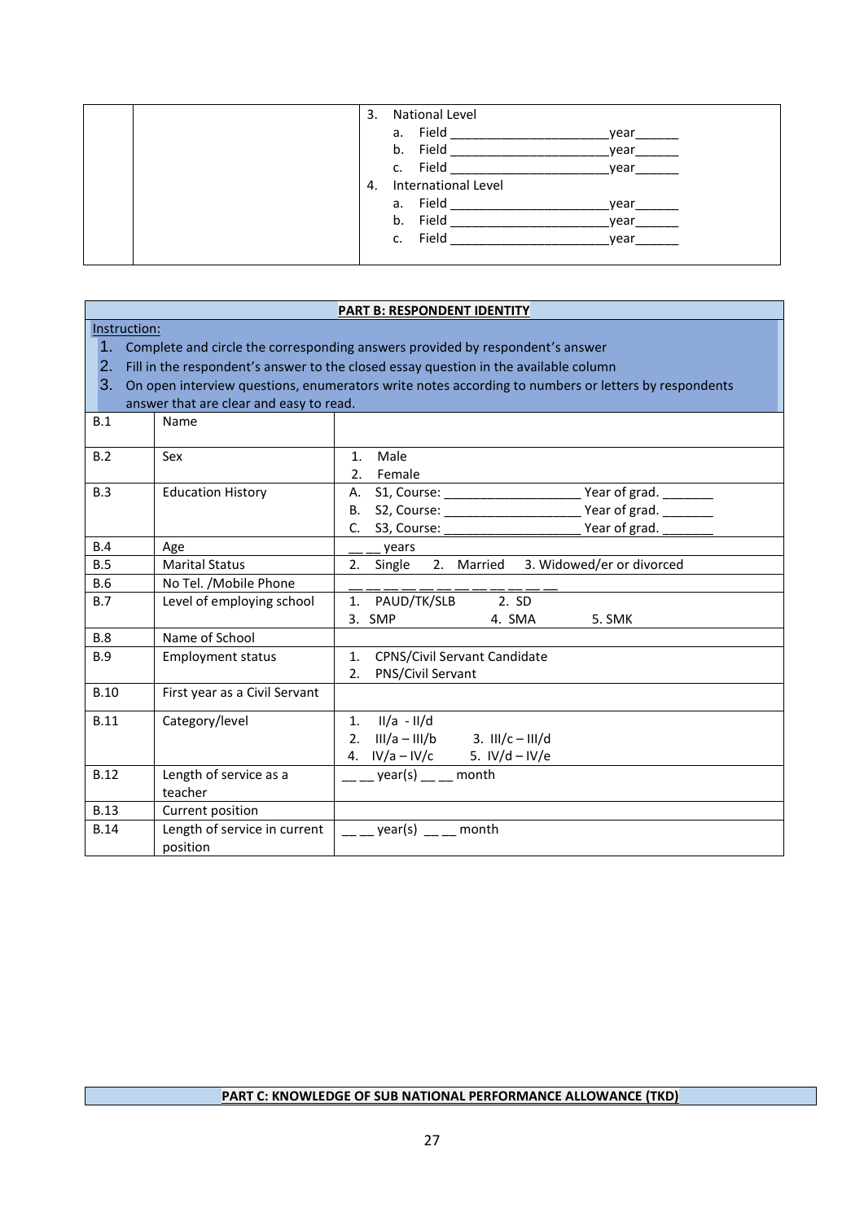| | | |
|---|---|---|
| | | 3. National Level<br>a. Field ______________________year______<br>b. Field ______________________year______<br>c. Field ______________________year______<br>4. International Level<br>a. Field ______________________year______<br>b. Field ______________________year______<br>c. Field ______________________year______ |

**PART B: RESPONDENT IDENTITY**

Instruction:

1. Complete and circle the corresponding answers provided by respondent's answer
2. Fill in the respondent's answer to the closed essay question in the available column
3. On open interview questions, enumerators write notes according to numbers or letters by respondents answer that are clear and easy to read.

| | | |
|---|---|---|
| B.1 | Name | |
| B.2 | Sex | 1. Male<br>2. Female |
| B.3 | Education History | A. S1, Course: ___________________ Year of grad. _______<br>B. S2, Course: ___________________ Year of grad. _______<br>C. S3, Course: ___________________ Year of grad. _______ |
| B.4 | Age | __ __ years |
| B.5 | Marital Status | 2. Single 2. Married 3. Widowed/er or divorced |
| B.6 | No Tel. /Mobile Phone | __ __ __ __ __ __ __ __ __ __ __ __ |
| B.7 | Level of employing school | 1. PAUD/TK/SLB 2. SD<br>3. SMP 4. SMA 5. SMK |
| B.8 | Name of School | |
| B.9 | Employment status | 1. CPNS/Civil Servant Candidate<br>2. PNS/Civil Servant |
| B.10 | First year as a Civil Servant | |
| B.11 | Category/level | 1. II/a - II/d<br>2. III/a – III/b 3. III/c – III/d<br>4. IV/a – IV/c 5. IV/d – IV/e |
| B.12 | Length of service as a teacher | __ __ year(s) __ __ month |
| B.13 | Current position | |
| B.14 | Length of service in current position | __ __ year(s) __ __ month |

**PART C: KNOWLEDGE OF SUB NATIONAL PERFORMANCE ALLOWANCE (TKD)**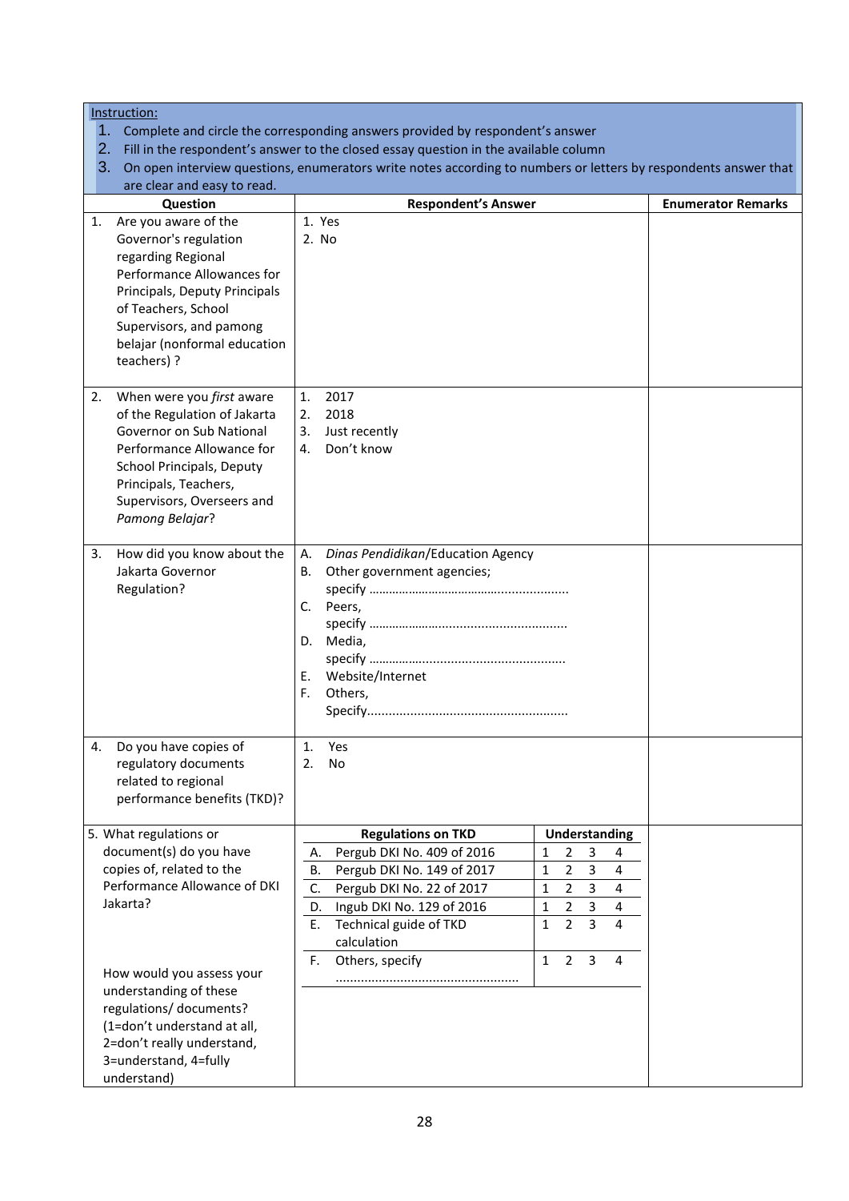Instruction:

1. Complete and circle the corresponding answers provided by respondent's answer
2. Fill in the respondent's answer to the closed essay question in the available column
3. On open interview questions, enumerators write notes according to numbers or letters by respondents answer that are clear and easy to read.

| Question | Respondent's Answer | Enumerator Remarks |
|---|---|---|
| 1. Are you aware of the Governor's regulation regarding Regional Performance Allowances for Principals, Deputy Principals of Teachers, School Supervisors, and pamong belajar (nonformal education teachers) ? | 1. Yes<br>2. No | |
| 2. When were you *first* aware of the Regulation of Jakarta Governor on Sub National Performance Allowance for School Principals, Deputy Principals, Teachers, Supervisors, Overseers and *Pamong Belajar*? | 1. 2017<br>2. 2018<br>3. Just recently<br>4. Don't know | |
| 3. How did you know about the Jakarta Governor Regulation? | A. *Dinas Pendidikan*/Education Agency<br>B. Other government agencies; specify ……………………………………………….<br>C. Peers, specify ……………………………………………….<br>D. Media, specify ……………………………………………….<br>E. Website/Internet<br>F. Others, Specify………………………………………………. | |
| 4. Do you have copies of regulatory documents related to regional performance benefits (TKD)? | 1. Yes<br>2. No | |
| 5. What regulations or document(s) do you have copies of, related to the Performance Allowance of DKI Jakarta?<br><br>How would you assess your understanding of these regulations/ documents? (1=don't understand at all, 2=don't really understand, 3=understand, 4=fully understand) | **Regulations on TKD** — **Understanding**<br>A. Pergub DKI No. 409 of 2016 — 1 2 3 4<br>B. Pergub DKI No. 149 of 2017 — 1 2 3 4<br>C. Pergub DKI No. 22 of 2017 — 1 2 3 4<br>D. Ingub DKI No. 129 of 2016 — 1 2 3 4<br>E. Technical guide of TKD calculation — 1 2 3 4<br>F. Others, specify ………………………………………… — 1 2 3 4 | |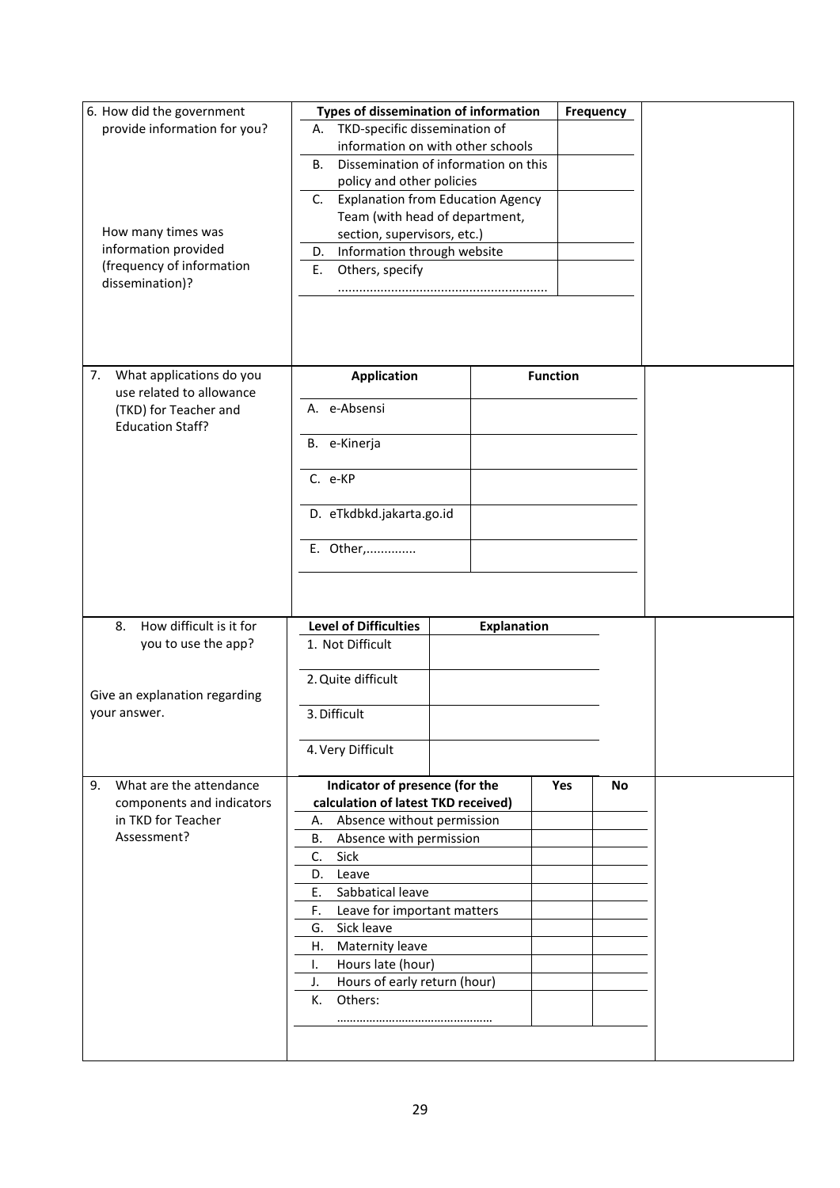| | | |
|---|---|---|
| 6. How did the government provide information for you?<br><br>How many times was information provided (frequency of information dissemination)? | **Types of dissemination of information** \| **Frequency**<br>A. TKD-specific dissemination of information on with other schools \|<br>B. Dissemination of information on this policy and other policies \|<br>C. Explanation from Education Agency Team (with head of department, section, supervisors, etc.) \|<br>D. Information through website \|<br>E. Others, specify .......................................................... \| | |
| 7. What applications do you use related to allowance (TKD) for Teacher and Education Staff? | **Application** \| **Function**<br>A. e-Absensi \|<br>B. e-Kinerja \|<br>C. e-KP \|<br>D. eTkdbkd.jakarta.go.id \|<br>E. Other,.............. \| | |
| 8. How difficult is it for you to use the app?<br><br>Give an explanation regarding your answer. | **Level of Difficulties** \| **Explanation**<br>1. Not Difficult \|<br>2. Quite difficult \|<br>3. Difficult \|<br>4. Very Difficult \| | |
| 9. What are the attendance components and indicators in TKD for Teacher Assessment? | **Indicator of presence (for the calculation of latest TKD received)** \| **Yes** \| **No**<br>A. Absence without permission \| \|<br>B. Absence with permission \| \|<br>C. Sick \| \|<br>D. Leave \| \|<br>E. Sabbatical leave \| \|<br>F. Leave for important matters \| \|<br>G. Sick leave \| \|<br>H. Maternity leave \| \|<br>I. Hours late (hour) \| \|<br>J. Hours of early return (hour) \| \|<br>K. Others: ……………………………………… \| \| | |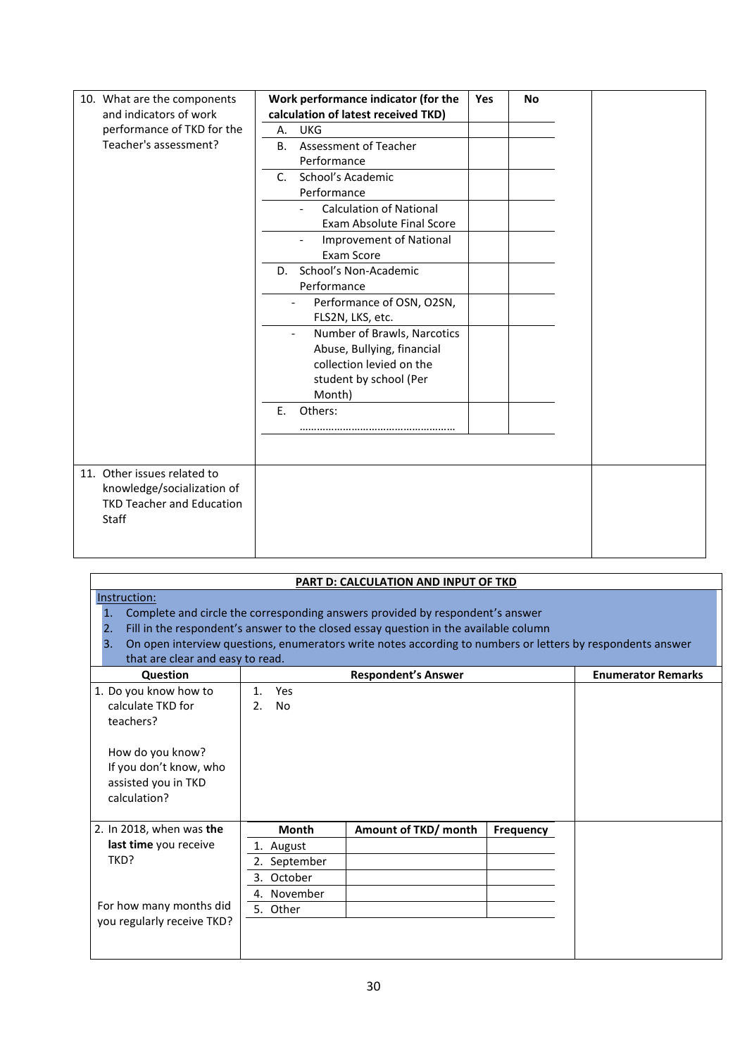| | | |
|---|---|---|
| 10. What are the components and indicators of work performance of TKD for the Teacher's assessment? | **Work performance indicator (for the calculation of latest received TKD)** \| **Yes** \| **No**<br>A. UKG<br>B. Assessment of Teacher Performance<br>C. School's Academic Performance<br>- Calculation of National Exam Absolute Final Score<br>- Improvement of National Exam Score<br>D. School's Non-Academic Performance<br>- Performance of OSN, O2SN, FLS2N, LKS, etc.<br>- Number of Brawls, Narcotics Abuse, Bullying, financial collection levied on the student by school (Per Month)<br>E. Others: ……………………………………………… | |
| 11. Other issues related to knowledge/socialization of TKD Teacher and Education Staff | | |

**PART D: CALCULATION AND INPUT OF TKD**

Instruction:
1. Complete and circle the corresponding answers provided by respondent's answer
2. Fill in the respondent's answer to the closed essay question in the available column
3. On open interview questions, enumerators write notes according to numbers or letters by respondents answer that are clear and easy to read.

| Question | Respondent's Answer | Enumerator Remarks |
|---|---|---|
| 1. Do you know how to calculate TKD for teachers?<br><br>How do you know?<br>If you don't know, who assisted you in TKD calculation? | 1. Yes<br>2. No | |
| 2. In 2018, when was **the last time** you receive TKD?<br><br>For how many months did you regularly receive TKD? | **Month** \| **Amount of TKD/ month** \| **Frequency**<br>1. August<br>2. September<br>3. October<br>4. November<br>5. Other | |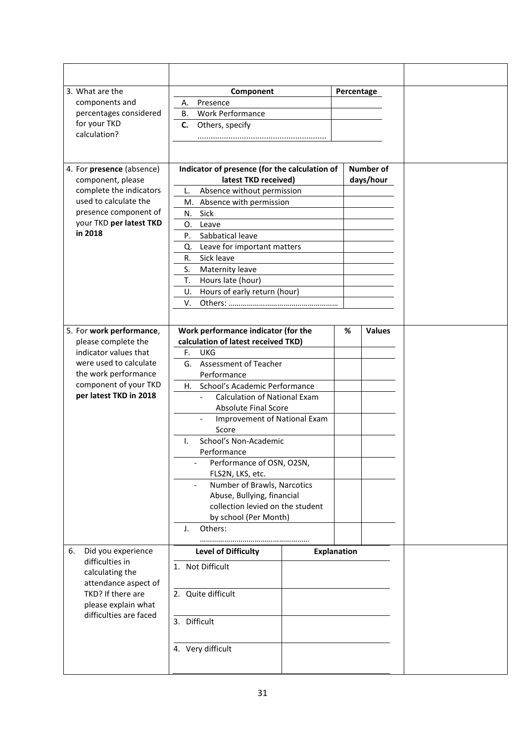| | | |
|---|---|---|
| | | |
| 3. What are the components and percentages considered for your TKD calculation? | **Component** / **Percentage**<br>A. Presence<br>B. Work Performance<br>**C.** Others, specify ........................................................ | |
| 4. For **presence** (absence) component, please complete the indicators used to calculate the presence component of your TKD **per latest TKD in 2018** | **Indicator of presence (for the calculation of latest TKD received)** / **Number of days/hour**<br>L. Absence without permission<br>M. Absence with permission<br>N. Sick<br>O. Leave<br>P. Sabbatical leave<br>Q. Leave for important matters<br>R. Sick leave<br>S. Maternity leave<br>T. Hours late (hour)<br>U. Hours of early return (hour)<br>V. Others: …………………………………………… | |
| 5. For **work performance**, please complete the indicator values that were used to calculate the work performance component of your TKD **per latest TKD in 2018** | **Work performance indicator (for the calculation of latest received TKD)** / **%** / **Values**<br>F. UKG<br>G. Assessment of Teacher Performance<br>H. School's Academic Performance<br>- Calculation of National Exam Absolute Final Score<br>- Improvement of National Exam Score<br>I. School's Non-Academic Performance<br>- Performance of OSN, O2SN, FLS2N, LKS, etc.<br>- Number of Brawls, Narcotics Abuse, Bullying, financial collection levied on the student by school (Per Month)<br>J. Others: …………………………………………… | |
| 6. Did you experience difficulties in calculating the attendance aspect of TKD? If there are please explain what difficulties are faced | **Level of Difficulty** / **Explanation**<br>1. Not Difficult<br>2. Quite difficult<br>3. Difficult<br>4. Very difficult | |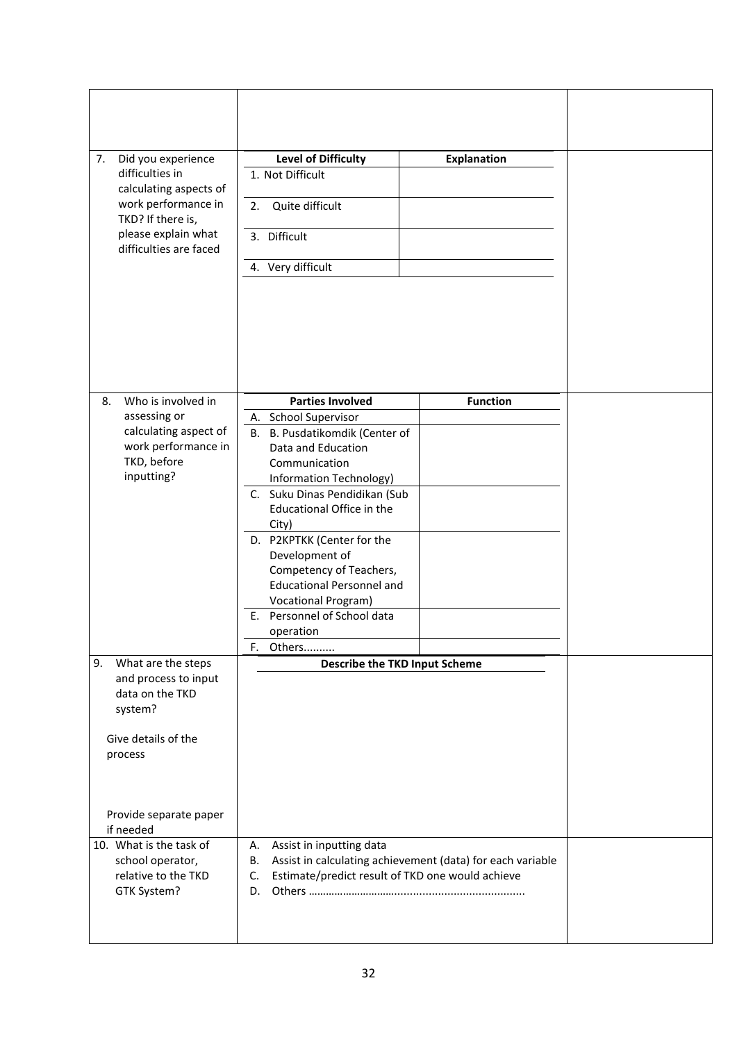| | | |
|---|---|---|
| | | |
| 7. Did you experience difficulties in calculating aspects of work performance in TKD? If there is, please explain what difficulties are faced | **Level of Difficulty** / **Explanation**<br>1. Not Difficult<br>2. Quite difficult<br>3. Difficult<br>4. Very difficult | |
| 8. Who is involved in assessing or calculating aspect of work performance in TKD, before inputting? | **Parties Involved** / **Function**<br>A. School Supervisor<br>B. B. Pusdatikomdik (Center of Data and Education Communication Information Technology)<br>C. Suku Dinas Pendidikan (Sub Educational Office in the City)<br>D. P2KPTKK (Center for the Development of Competency of Teachers, Educational Personnel and Vocational Program)<br>E. Personnel of School data operation<br>F. Others.......... | |
| 9. What are the steps and process to input data on the TKD system?<br><br>Give details of the process<br><br>Provide separate paper if needed | **Describe the TKD Input Scheme** | |
| 10. What is the task of school operator, relative to the TKD GTK System? | A. Assist in inputting data<br>B. Assist in calculating achievement (data) for each variable<br>C. Estimate/predict result of TKD one would achieve<br>D. Others ………………………........................................ | |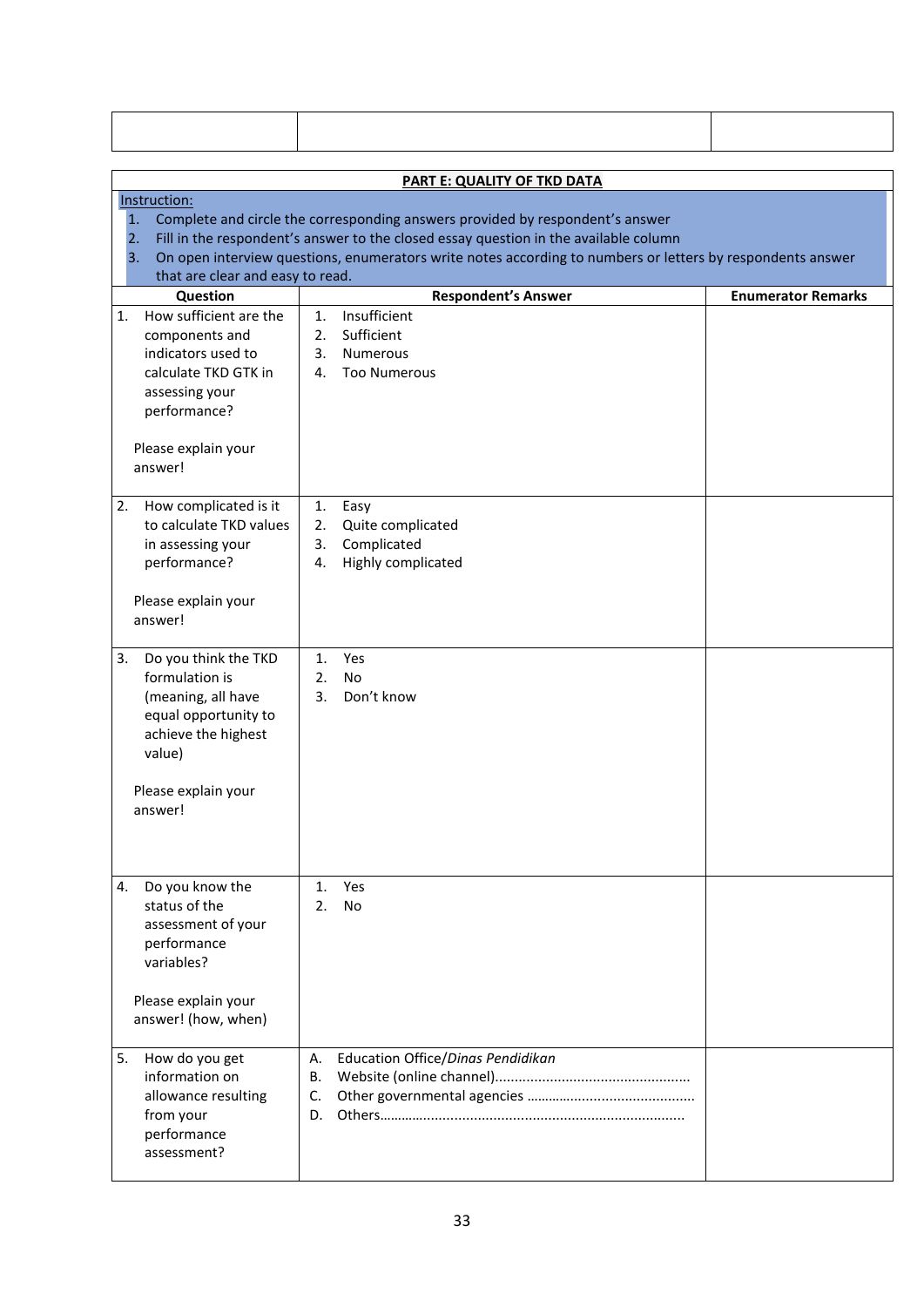| | | |
|---|---|---|
| | | |

**PART E: QUALITY OF TKD DATA**

Instruction:

1. Complete and circle the corresponding answers provided by respondent's answer
2. Fill in the respondent's answer to the closed essay question in the available column
3. On open interview questions, enumerators write notes according to numbers or letters by respondents answer that are clear and easy to read.

| Question | Respondent's Answer | Enumerator Remarks |
|---|---|---|
| 1. How sufficient are the components and indicators used to calculate TKD GTK in assessing your performance?<br><br>Please explain your answer! | 1. Insufficient<br>2. Sufficient<br>3. Numerous<br>4. Too Numerous | |
| 2. How complicated is it to calculate TKD values in assessing your performance?<br><br>Please explain your answer! | 1. Easy<br>2. Quite complicated<br>3. Complicated<br>4. Highly complicated | |
| 3. Do you think the TKD formulation is (meaning, all have equal opportunity to achieve the highest value)<br><br>Please explain your answer! | 1. Yes<br>2. No<br>3. Don't know | |
| 4. Do you know the status of the assessment of your performance variables?<br><br>Please explain your answer! (how, when) | 1. Yes<br>2. No | |
| 5. How do you get information on allowance resulting from your performance assessment? | A. Education Office/*Dinas Pendidikan*<br>B. Website (online channel)..................................................<br>C. Other governmental agencies ...........................................<br>D. Others.............................................................................. | |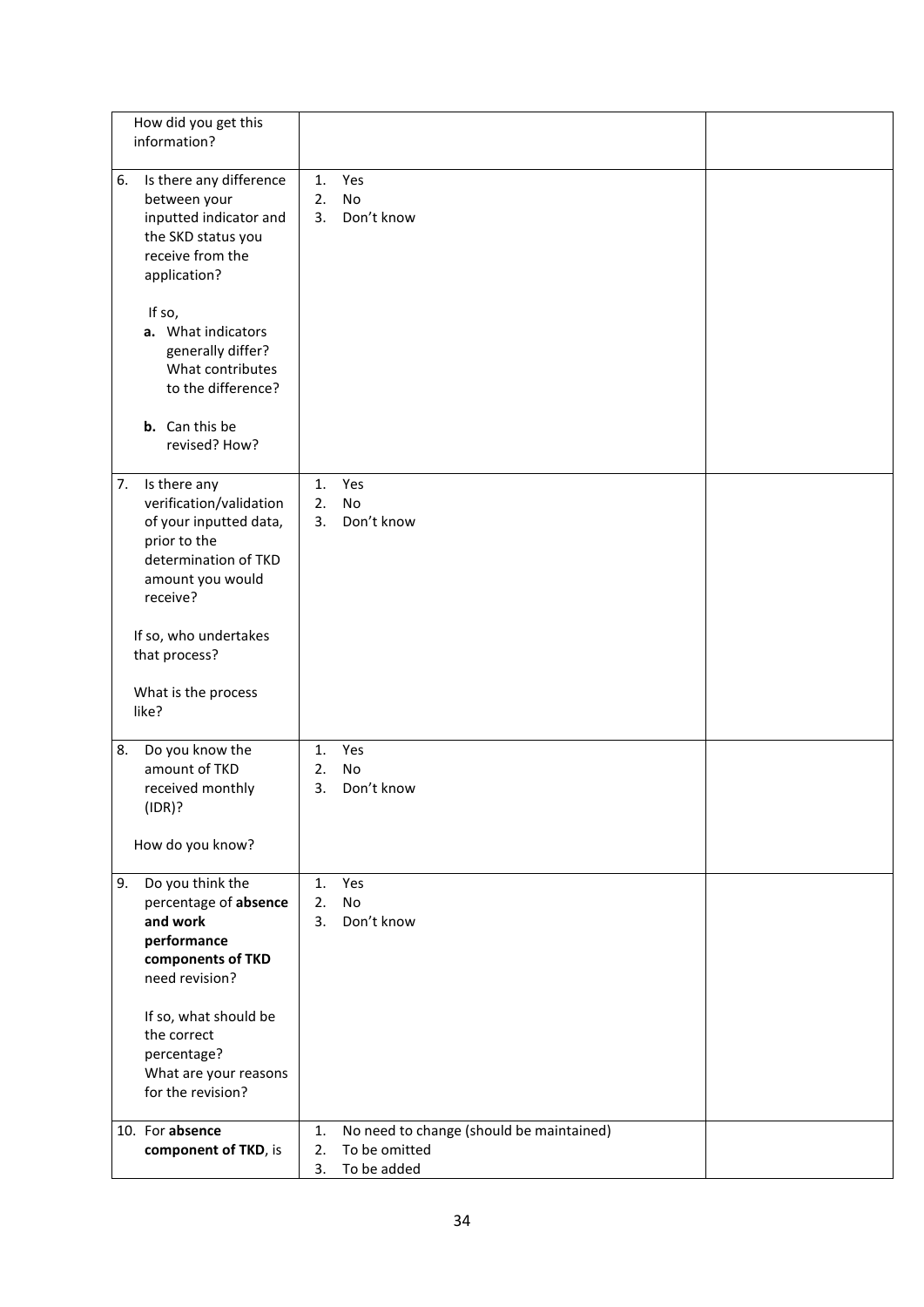| | | |
|---|---|---|
| How did you get this information? | | |
| 6. Is there any difference between your inputted indicator and the SKD status you receive from the application?<br><br>If so,<br>**a.** What indicators generally differ? What contributes to the difference?<br><br>**b.** Can this be revised? How? | 1. Yes<br>2. No<br>3. Don't know | |
| 7. Is there any verification/validation of your inputted data, prior to the determination of TKD amount you would receive?<br><br>If so, who undertakes that process?<br><br>What is the process like? | 1. Yes<br>2. No<br>3. Don't know | |
| 8. Do you know the amount of TKD received monthly (IDR)?<br><br>How do you know? | 1. Yes<br>2. No<br>3. Don't know | |
| 9. Do you think the percentage of **absence and work performance components of TKD** need revision?<br><br>If so, what should be the correct percentage?<br>What are your reasons for the revision? | 1. Yes<br>2. No<br>3. Don't know | |
| 10. For **absence component of TKD**, is | 1. No need to change (should be maintained)<br>2. To be omitted<br>3. To be added | |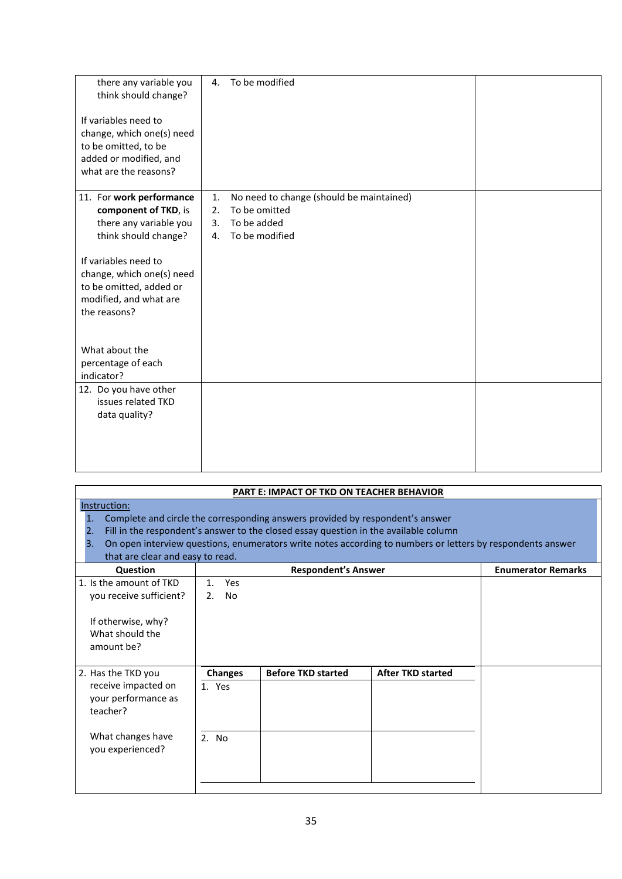| | | |
|---|---|---|
| there any variable you think should change?<br><br>If variables need to change, which one(s) need to be omitted, to be added or modified, and what are the reasons? | 4. To be modified | |
| 11. For **work performance component of TKD**, is there any variable you think should change?<br><br>If variables need to change, which one(s) need to be omitted, added or modified, and what are the reasons?<br><br>What about the percentage of each indicator? | 1. No need to change (should be maintained)<br>2. To be omitted<br>3. To be added<br>4. To be modified | |
| 12. Do you have other issues related TKD data quality? | | |

**PART E: IMPACT OF TKD ON TEACHER BEHAVIOR**

Instruction:

1. Complete and circle the corresponding answers provided by respondent's answer
2. Fill in the respondent's answer to the closed essay question in the available column
3. On open interview questions, enumerators write notes according to numbers or letters by respondents answer that are clear and easy to read.

| Question | Respondent's Answer | | | Enumerator Remarks |
|---|---|---|---|---|
| 1. Is the amount of TKD you receive sufficient?<br><br>If otherwise, why? What should the amount be? | 1. Yes<br>2. No | | | |
| 2. Has the TKD you receive impacted on your performance as teacher?<br><br>What changes have you experienced? | **Changes** | **Before TKD started** | **After TKD started** | |
| | 1. Yes | | | |
| | 2. No | | | |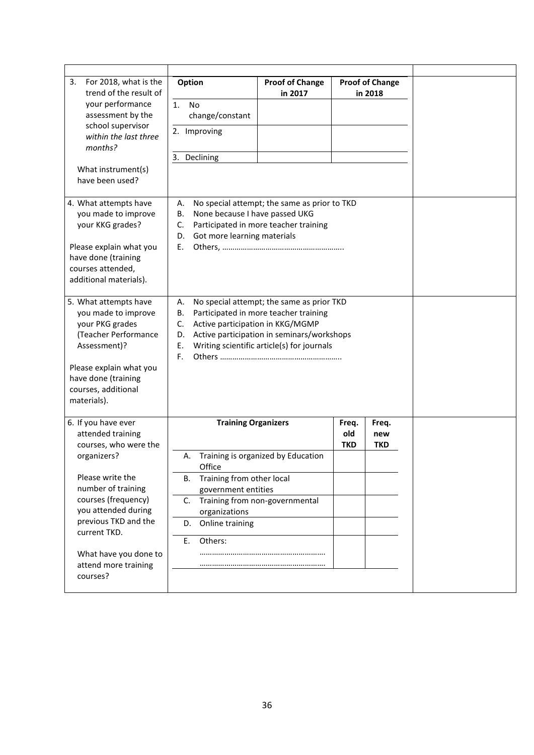| | | |
|---|---|---|
| | | |
| 3. For 2018, what is the trend of the result of your performance assessment by the school supervisor *within the last three months?*<br><br>What instrument(s) have been used? | **Option** / **Proof of Change in 2017** / **Proof of Change in 2018**<br>1. No change/constant<br>2. Improving<br>3. Declining | |
| 4. What attempts have you made to improve your KKG grades?<br><br>Please explain what you have done (training courses attended, additional materials). | A. No special attempt; the same as prior to TKD<br>B. None because I have passed UKG<br>C. Participated in more teacher training<br>D. Got more learning materials<br>E. Others, ………………………………………………….. | |
| 5. What attempts have you made to improve your PKG grades (Teacher Performance Assessment)?<br><br>Please explain what you have done (training courses, additional materials). | A. No special attempt; the same as prior TKD<br>B. Participated in more teacher training<br>C. Active participation in KKG/MGMP<br>D. Active participation in seminars/workshops<br>E. Writing scientific article(s) for journals<br>F. Others ………………………………………………….. | |
| 6. If you have ever attended training courses, who were the organizers?<br><br>Please write the number of training courses (frequency) you attended during previous TKD and the current TKD.<br><br>What have you done to attend more training courses? | **Training Organizers** / **Freq. old TKD** / **Freq. new TKD**<br>A. Training is organized by Education Office<br>B. Training from other local government entities<br>C. Training from non-governmental organizations<br>D. Online training<br>E. Others: ………………………………………………… ………………………………………………… | |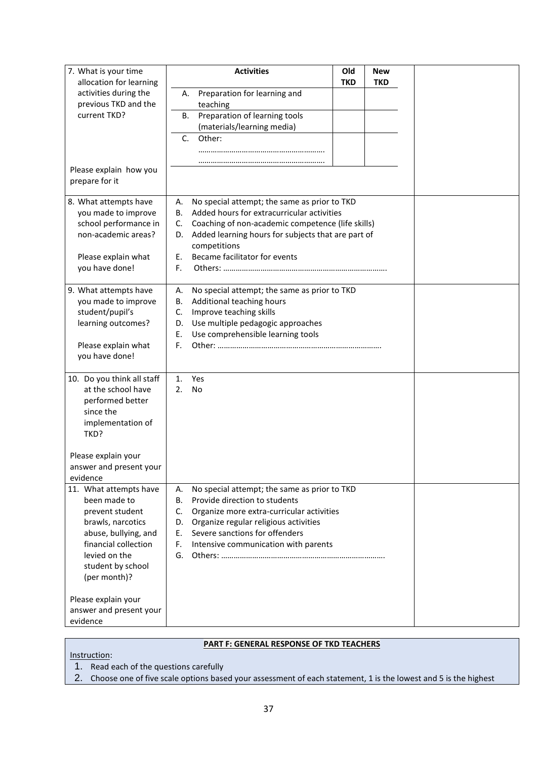| | | |
|---|---|---|
| 7. What is your time allocation for learning activities during the previous TKD and the current TKD?<br><br>Please explain how you prepare for it | **Activities** / **Old TKD** / **New TKD**<br>A. Preparation for learning and teaching<br>B. Preparation of learning tools (materials/learning media)<br>C. Other: ……………………………………………….. ……………………………………………….. | |
| 8. What attempts have you made to improve school performance in non-academic areas?<br><br>Please explain what you have done! | A. No special attempt; the same as prior to TKD<br>B. Added hours for extracurricular activities<br>C. Coaching of non-academic competence (life skills)<br>D. Added learning hours for subjects that are part of competitions<br>E. Became facilitator for events<br>F. Others: ………………………………………………………………… | |
| 9. What attempts have you made to improve student/pupil's learning outcomes?<br><br>Please explain what you have done! | A. No special attempt; the same as prior to TKD<br>B. Additional teaching hours<br>C. Improve teaching skills<br>D. Use multiple pedagogic approaches<br>E. Use comprehensible learning tools<br>F. Other: ………………………………………………………………… | |
| 10. Do you think all staff at the school have performed better since the implementation of TKD?<br><br>Please explain your answer and present your evidence | 1. Yes<br>2. No | |
| 11. What attempts have been made to prevent student brawls, narcotics abuse, bullying, and financial collection levied on the student by school (per month)?<br><br>Please explain your answer and present your evidence | A. No special attempt; the same as prior to TKD<br>B. Provide direction to students<br>C. Organize more extra-curricular activities<br>D. Organize regular religious activities<br>E. Severe sanctions for offenders<br>F. Intensive communication with parents<br>G. Others: ………………………………………………………………… | |

**PART F: GENERAL RESPONSE OF TKD TEACHERS**

Instruction:

1. Read each of the questions carefully
2. Choose one of five scale options based your assessment of each statement, 1 is the lowest and 5 is the highest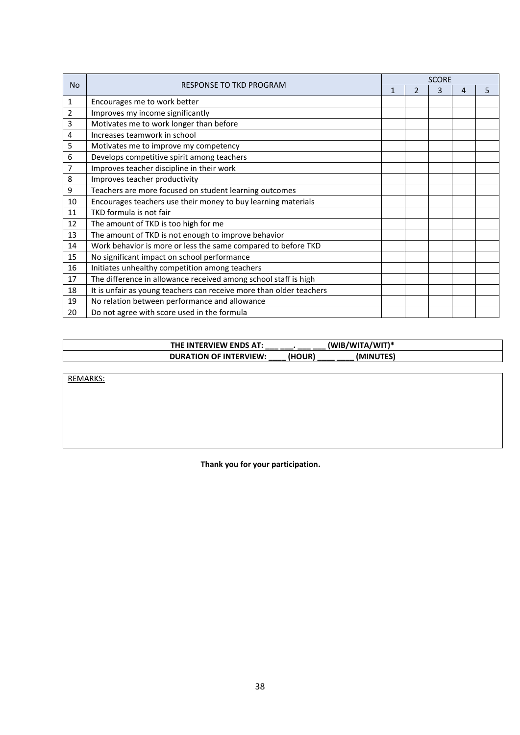| No | RESPONSE TO TKD PROGRAM | SCORE | | | | |
|---|---|---|---|---|---|---|
| | | 1 | 2 | 3 | 4 | 5 |
| 1 | Encourages me to work better | | | | | |
| 2 | Improves my income significantly | | | | | |
| 3 | Motivates me to work longer than before | | | | | |
| 4 | Increases teamwork in school | | | | | |
| 5 | Motivates me to improve my competency | | | | | |
| 6 | Develops competitive spirit among teachers | | | | | |
| 7 | Improves teacher discipline in their work | | | | | |
| 8 | Improves teacher productivity | | | | | |
| 9 | Teachers are more focused on student learning outcomes | | | | | |
| 10 | Encourages teachers use their money to buy learning materials | | | | | |
| 11 | TKD formula is not fair | | | | | |
| 12 | The amount of TKD is too high for me | | | | | |
| 13 | The amount of TKD is not enough to improve behavior | | | | | |
| 14 | Work behavior is more or less the same compared to before TKD | | | | | |
| 15 | No significant impact on school performance | | | | | |
| 16 | Initiates unhealthy competition among teachers | | | | | |
| 17 | The difference in allowance received among school staff is high | | | | | |
| 18 | It is unfair as young teachers can receive more than older teachers | | | | | |
| 19 | No relation between performance and allowance | | | | | |
| 20 | Do not agree with score used in the formula | | | | | |

| **THE INTERVIEW ENDS AT: ___ ___. ___ ___ (WIB/WITA/WIT)*** |
|---|
| **DURATION OF INTERVIEW: ____ (HOUR) ____ ____ (MINUTES)** |

REMARKS:

**Thank you for your participation.**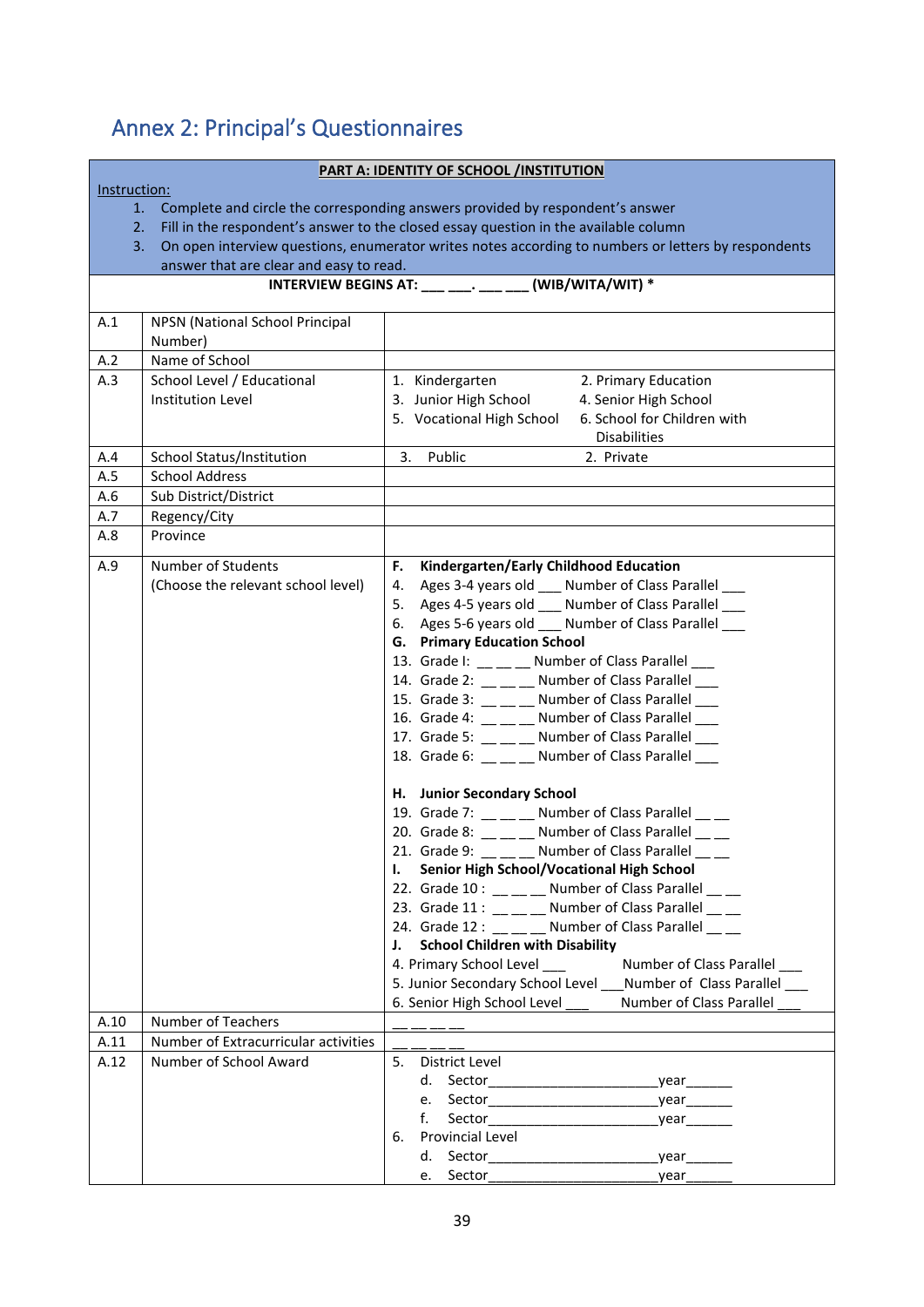## Annex 2: Principal's Questionnaires

| PART A: IDENTITY OF SCHOOL /INSTITUTION | | |
|---|---|---|
| Instruction:<br>1. Complete and circle the corresponding answers provided by respondent's answer<br>2. Fill in the respondent's answer to the closed essay question in the available column<br>3. On open interview questions, enumerator writes notes according to numbers or letters by respondents answer that are clear and easy to read. | | |
| INTERVIEW BEGINS AT: ___ ___. ___ ___ (WIB/WITA/WIT) * | | |
| A.1 | NPSN (National School Principal Number) | |
| A.2 | Name of School | |
| A.3 | School Level / Educational Institution Level | 1. Kindergarten 2. Primary Education<br>3. Junior High School 4. Senior High School<br>5. Vocational High School 6. School for Children with Disabilities |
| A.4 | School Status/Institution | 3. Public 2. Private |
| A.5 | School Address | |
| A.6 | Sub District/District | |
| A.7 | Regency/City | |
| A.8 | Province | |
| A.9 | Number of Students<br>(Choose the relevant school level) | **F. Kindergarten/Early Childhood Education**<br>4. Ages 3-4 years old ___ Number of Class Parallel ___<br>5. Ages 4-5 years old ___ Number of Class Parallel ___<br>6. Ages 5-6 years old ___ Number of Class Parallel ___<br>**G. Primary Education School**<br>13. Grade I: __ __ __ Number of Class Parallel ___<br>14. Grade 2: __ __ __ Number of Class Parallel ___<br>15. Grade 3: __ __ __ Number of Class Parallel ___<br>16. Grade 4: __ __ __ Number of Class Parallel ___<br>17. Grade 5: __ __ __ Number of Class Parallel ___<br>18. Grade 6: __ __ __ Number of Class Parallel ___<br><br>**H. Junior Secondary School**<br>19. Grade 7: __ __ __ Number of Class Parallel __ __<br>20. Grade 8: __ __ __ Number of Class Parallel __ __<br>21. Grade 9: __ __ __ Number of Class Parallel __ __<br>**I. Senior High School/Vocational High School**<br>22. Grade 10 : __ __ __ Number of Class Parallel __ __<br>23. Grade 11 : __ __ __ Number of Class Parallel __ __<br>24. Grade 12 : __ __ __ Number of Class Parallel __ __<br>**J. School Children with Disability**<br>4. Primary School Level ___ Number of Class Parallel ___<br>5. Junior Secondary School Level ___ Number of Class Parallel ___<br>6. Senior High School Level ___ Number of Class Parallel ___ |
| A.10 | Number of Teachers | __ __ __ __ |
| A.11 | Number of Extracurricular activities | __ __ __ __ |
| A.12 | Number of School Award | 5. District Level<br>d. Sector______________________year______<br>e. Sector______________________year______<br>f. Sector______________________year______<br>6. Provincial Level<br>d. Sector______________________year______<br>e. Sector______________________year______ |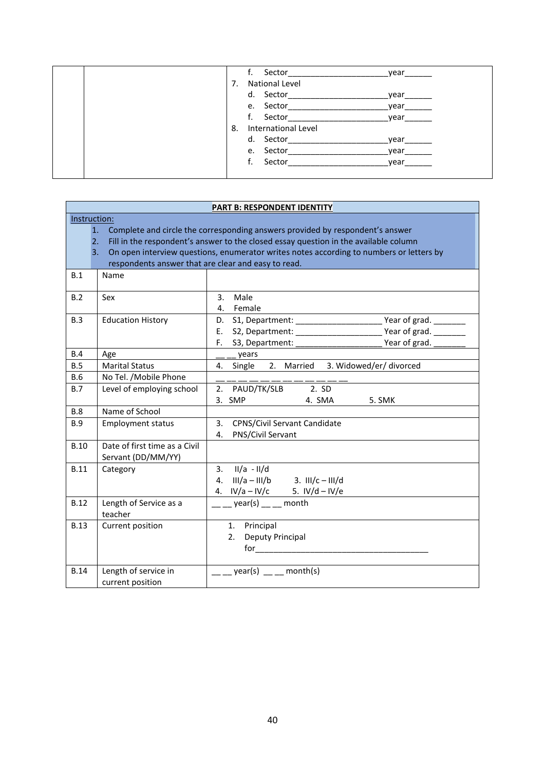| | | |
|---|---|---|
| | | f. Sector_____________________year______<br>7. National Level<br>d. Sector_____________________year______<br>e. Sector_____________________year______<br>f. Sector_____________________year______<br>8. International Level<br>d. Sector_____________________year______<br>e. Sector_____________________year______<br>f. Sector_____________________year______ |

| PART B: RESPONDENT IDENTITY | | |
|---|---|---|
| Instruction:<br>1. Complete and circle the corresponding answers provided by respondent's answer<br>2. Fill in the respondent's answer to the closed essay question in the available column<br>3. On open interview questions, enumerator writes notes according to numbers or letters by respondents answer that are clear and easy to read. | | |
| B.1 | Name | |
| B.2 | Sex | 3. Male<br>4. Female |
| B.3 | Education History | D. S1, Department: __________________ Year of grad. _______<br>E. S2, Department: __________________ Year of grad. _______<br>F. S3, Department: __________________ Year of grad. _______ |
| B.4 | Age | __ __ years |
| B.5 | Marital Status | 4. Single 2. Married 3. Widowed/er/ divorced |
| B.6 | No Tel. /Mobile Phone | __ __ __ __ __ __ __ __ __ __ __ __ |
| B.7 | Level of employing school | 2. PAUD/TK/SLB 2. SD<br>3. SMP 4. SMA 5. SMK |
| B.8 | Name of School | |
| B.9 | Employment status | 3. CPNS/Civil Servant Candidate<br>4. PNS/Civil Servant |
| B.10 | Date of first time as a Civil Servant (DD/MM/YY) | |
| B.11 | Category | 3. II/a - II/d<br>4. III/a – III/b 3. III/c – III/d<br>4. IV/a – IV/c 5. IV/d – IV/e |
| B.12 | Length of Service as a teacher | __ __ year(s) __ __ month |
| B.13 | Current position | 1. Principal<br>2. Deputy Principal for_______________________________________ |
| B.14 | Length of service in current position | __ __ year(s) __ __ month(s) |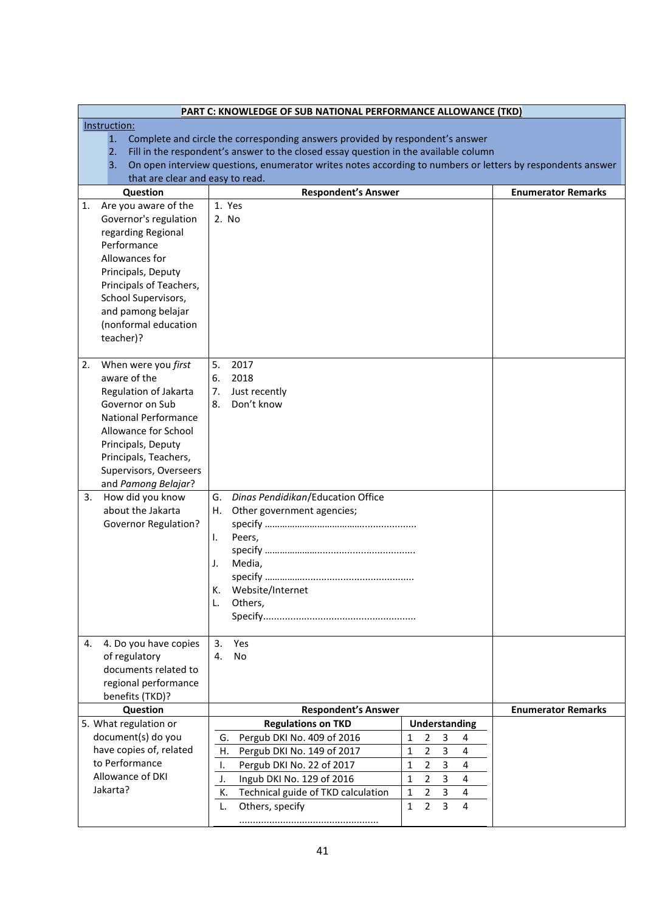| PART C: KNOWLEDGE OF SUB NATIONAL PERFORMANCE ALLOWANCE (TKD) | | |
|---|---|---|
| Instruction:<br>1. Complete and circle the corresponding answers provided by respondent's answer<br>2. Fill in the respondent's answer to the closed essay question in the available column<br>3. On open interview questions, enumerator writes notes according to numbers or letters by respondents answer that are clear and easy to read. | | |
| **Question** | **Respondent's Answer** | **Enumerator Remarks** |
| 1. Are you aware of the Governor's regulation regarding Regional Performance Allowances for Principals, Deputy Principals of Teachers, School Supervisors, and pamong belajar (nonformal education teacher)? | 1. Yes<br>2. No | |
| 2. When were you *first* aware of the Regulation of Jakarta Governor on Sub National Performance Allowance for School Principals, Deputy Principals, Teachers, Supervisors, Overseers and *Pamong Belajar*? | 5. 2017<br>6. 2018<br>7. Just recently<br>8. Don't know | |
| 3. How did you know about the Jakarta Governor Regulation? | G. *Dinas Pendidikan*/Education Office<br>H. Other government agencies; specify ……………………………………………….<br>I. Peers, specify ……………………………………………….<br>J. Media, specify ……………………………………………….<br>K. Website/Internet<br>L. Others, Specify………………………………………………. | |
| 4. 4. Do you have copies of regulatory documents related to regional performance benefits (TKD)? | 3. Yes<br>4. No | |
| **Question** | **Respondent's Answer** | **Enumerator Remarks** |
| 5. What regulation or document(s) do you have copies of, related to Performance Allowance of DKI Jakarta? | **Regulations on TKD** — **Understanding**<br>G. Pergub DKI No. 409 of 2016 — 1 2 3 4<br>H. Pergub DKI No. 149 of 2017 — 1 2 3 4<br>I. Pergub DKI No. 22 of 2017 — 1 2 3 4<br>J. Ingub DKI No. 129 of 2016 — 1 2 3 4<br>K. Technical guide of TKD calculation — 1 2 3 4<br>L. Others, specify ……………………………………………. — 1 2 3 4 | |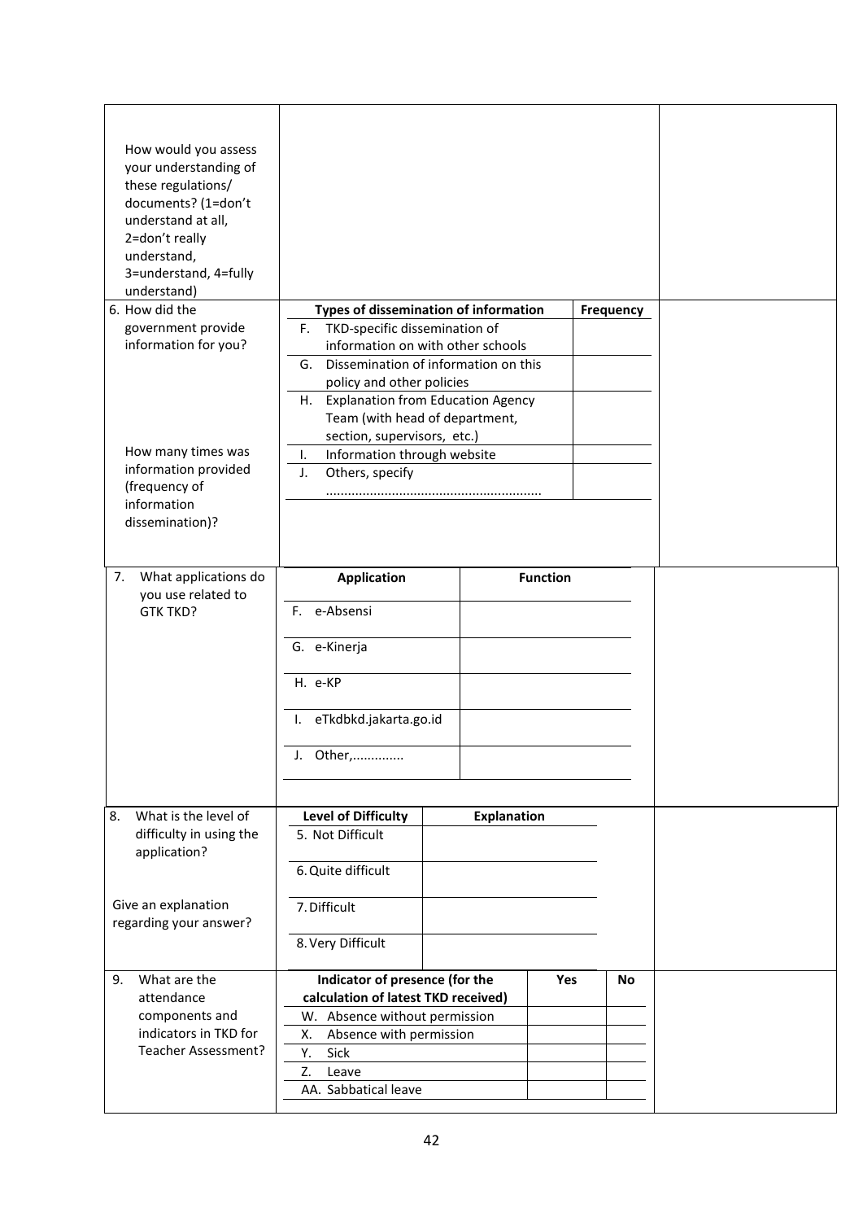| | | |
|---|---|---|
| How would you assess your understanding of these regulations/ documents? (1=don't understand at all, 2=don't really understand, 3=understand, 4=fully understand) | | |
| 6. How did the government provide information for you?<br><br>How many times was information provided (frequency of information dissemination)? | **Types of dissemination of information** / **Frequency**<br>F. TKD-specific dissemination of information on with other schools<br>G. Dissemination of information on this policy and other policies<br>H. Explanation from Education Agency Team (with head of department, section, supervisors, etc.)<br>I. Information through website<br>J. Others, specify .......................................................... | |
| 7. What applications do you use related to GTK TKD? | **Application** / **Function**<br>F. e-Absensi<br>G. e-Kinerja<br>H. e-KP<br>I. eTkdbkd.jakarta.go.id<br>J. Other,.............. | |
| 8. What is the level of difficulty in using the application?<br><br>Give an explanation regarding your answer? | **Level of Difficulty** / **Explanation**<br>5. Not Difficult<br>6. Quite difficult<br>7. Difficult<br>8. Very Difficult | |
| 9. What are the attendance components and indicators in TKD for Teacher Assessment? | **Indicator of presence (for the calculation of latest TKD received)** / **Yes** / **No**<br>W. Absence without permission<br>X. Absence with permission<br>Y. Sick<br>Z. Leave<br>AA. Sabbatical leave | |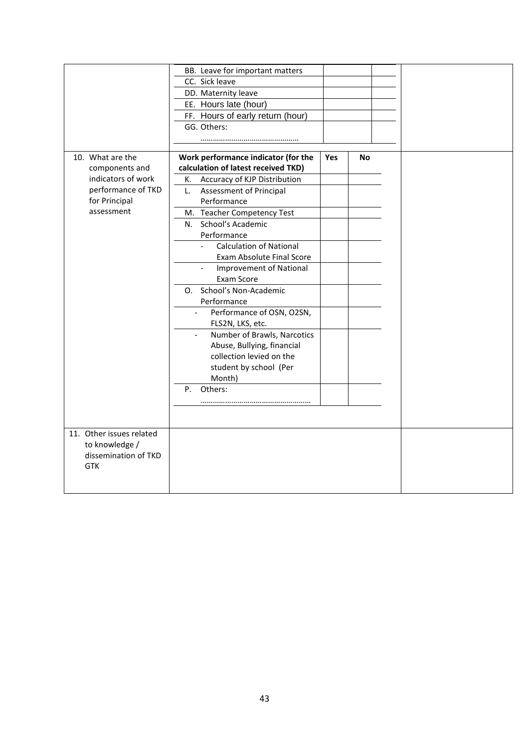| | | | | |
|---|---|---|---|---|
| | BB. Leave for important matters | | | |
| | CC. Sick leave | | | |
| | DD. Maternity leave | | | |
| | EE. Hours late (hour) | | | |
| | FF. Hours of early return (hour) | | | |
| | GG. Others: ……………………………………… | | | |
| 10. What are the components and indicators of work performance of TKD for Principal assessment | **Work performance indicator (for the calculation of latest received TKD)** | **Yes** | **No** | |
| | K. Accuracy of KJP Distribution | | | |
| | L. Assessment of Principal Performance | | | |
| | M. Teacher Competency Test | | | |
| | N. School's Academic Performance | | | |
| | - Calculation of National Exam Absolute Final Score | | | |
| | - Improvement of National Exam Score | | | |
| | O. School's Non-Academic Performance | | | |
| | - Performance of OSN, O2SN, FLS2N, LKS, etc. | | | |
| | - Number of Brawls, Narcotics Abuse, Bullying, financial collection levied on the student by school (Per Month) | | | |
| | P. Others: …………………………………………… | | | |
| 11. Other issues related to knowledge / dissemination of TKD GTK | | | | |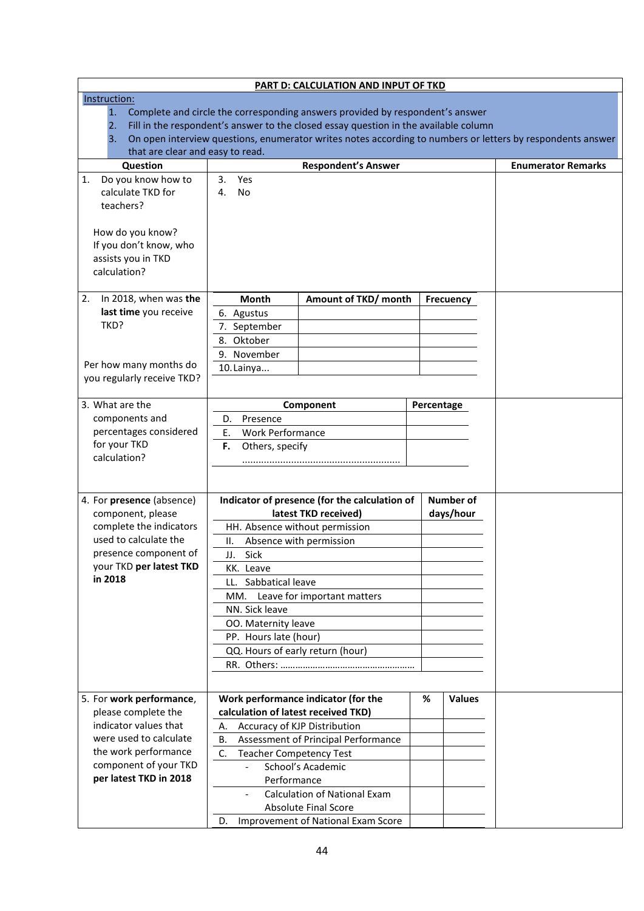**PART D: CALCULATION AND INPUT OF TKD**

Instruction:

1. Complete and circle the corresponding answers provided by respondent's answer
2. Fill in the respondent's answer to the closed essay question in the available column
3. On open interview questions, enumerator writes notes according to numbers or letters by respondents answer that are clear and easy to read.

| Question | Respondent's Answer | Enumerator Remarks |
|---|---|---|
| 1. Do you know how to calculate TKD for teachers?<br><br>How do you know? If you don't know, who assists you in TKD calculation? | 3. Yes<br>4. No | |
| 2. In 2018, when was **the last time** you receive TKD?<br><br>Per how many months do you regularly receive TKD? | **Month** / **Amount of TKD/ month** / **Frecuency**<br>6. Agustus<br>7. September<br>8. Oktober<br>9. November<br>10. Lainya... | |
| 3. What are the components and percentages considered for your TKD calculation? | **Component** / **Percentage**<br>D. Presence<br>E. Work Performance<br>**F.** Others, specify ......................................................... | |
| 4. For **presence** (absence) component, please complete the indicators used to calculate the presence component of your TKD **per latest TKD in 2018** | **Indicator of presence (for the calculation of latest TKD received)** / **Number of days/hour**<br>HH. Absence without permission<br>II. Absence with permission<br>JJ. Sick<br>KK. Leave<br>LL. Sabbatical leave<br>MM. Leave for important matters<br>NN. Sick leave<br>OO. Maternity leave<br>PP. Hours late (hour)<br>QQ. Hours of early return (hour)<br>RR. Others: ..................................................... | |
| 5. For **work performance**, please complete the indicator values that were used to calculate the work performance component of your TKD **per latest TKD in 2018** | **Work performance indicator (for the calculation of latest received TKD)** / **%** / **Values**<br>A. Accuracy of KJP Distribution<br>B. Assessment of Principal Performance<br>C. Teacher Competency Test<br>- School's Academic Performance<br>- Calculation of National Exam Absolute Final Score<br>D. Improvement of National Exam Score | |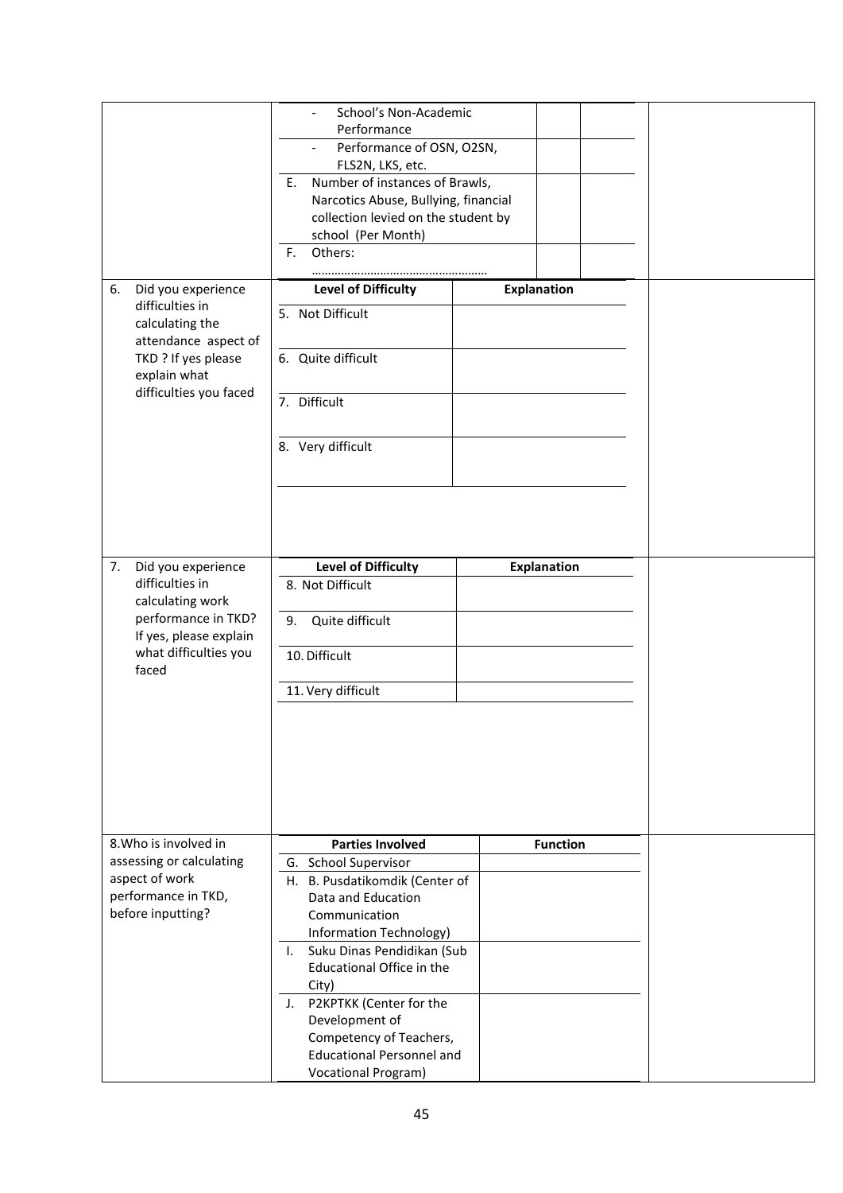| | | | | |
|---|---|---|---|---|
| | - School's Non-Academic Performance | | | |
| | - Performance of OSN, O2SN, FLS2N, LKS, etc. | | | |
| | E. Number of instances of Brawls, Narcotics Abuse, Bullying, financial collection levied on the student by school (Per Month) | | | |
| | F. Others: …………………………………………… | | | |

| | | | |
|---|---|---|---|
| 6. Did you experience difficulties in calculating the attendance aspect of TKD ? If yes please explain what difficulties you faced | **Level of Difficulty** | **Explanation** | |
| | 5. Not Difficult | | |
| | 6. Quite difficult | | |
| | 7. Difficult | | |
| | 8. Very difficult | | |

| | | | |
|---|---|---|---|
| 7. Did you experience difficulties in calculating work performance in TKD? If yes, please explain what difficulties you faced | **Level of Difficulty** | **Explanation** | |
| | 8. Not Difficult | | |
| | 9. Quite difficult | | |
| | 10. Difficult | | |
| | 11. Very difficult | | |

| | | | |
|---|---|---|---|
| 8.Who is involved in assessing or calculating aspect of work performance in TKD, before inputting? | **Parties Involved** | **Function** | |
| | G. School Supervisor | | |
| | H. B. Pusdatikomdik (Center of Data and Education Communication Information Technology) | | |
| | I. Suku Dinas Pendidikan (Sub Educational Office in the City) | | |
| | J. P2KPTKK (Center for the Development of Competency of Teachers, Educational Personnel and Vocational Program) | | |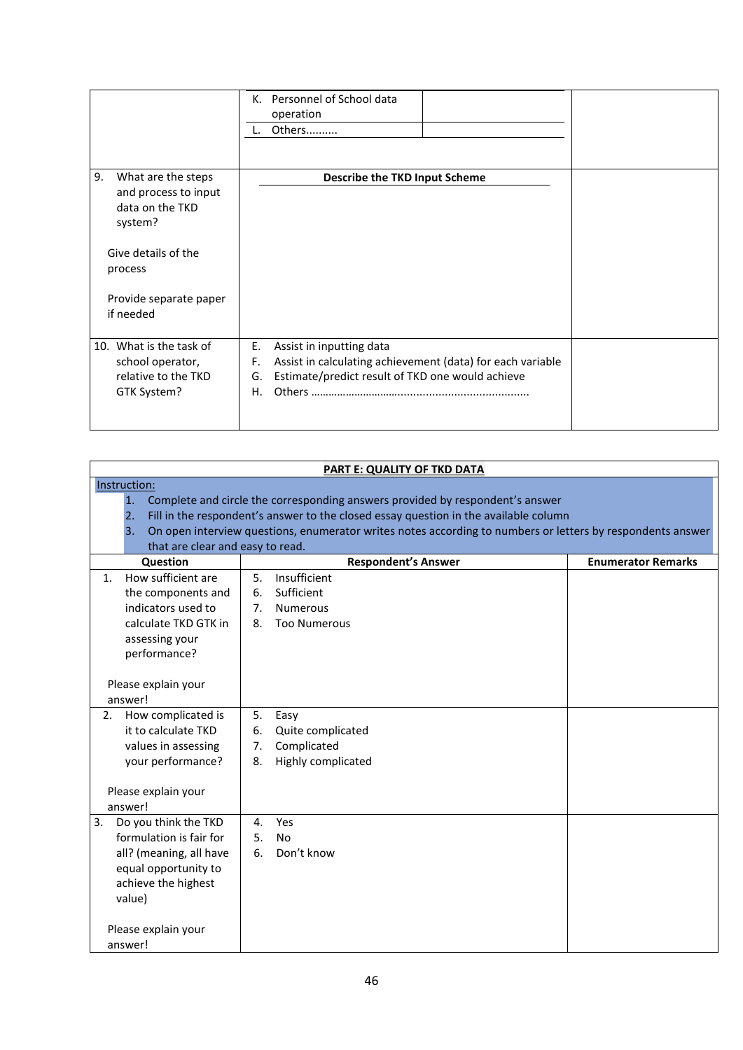| | | |
|---|---|---|
| | K. Personnel of School data operation<br>L. Others.......... | |
| 9. What are the steps and process to input data on the TKD system?<br><br>Give details of the process<br><br>Provide separate paper if needed | **Describe the TKD Input Scheme** | |
| 10. What is the task of school operator, relative to the TKD GTK System? | E. Assist in inputting data<br>F. Assist in calculating achievement (data) for each variable<br>G. Estimate/predict result of TKD one would achieve<br>H. Others ........................................................................ | |

| **PART E: QUALITY OF TKD DATA** | | |
|---|---|---|
| Instruction:<br>1. Complete and circle the corresponding answers provided by respondent's answer<br>2. Fill in the respondent's answer to the closed essay question in the available column<br>3. On open interview questions, enumerator writes notes according to numbers or letters by respondents answer that are clear and easy to read. | | |
| **Question** | **Respondent's Answer** | **Enumerator Remarks** |
| 1. How sufficient are the components and indicators used to calculate TKD GTK in assessing your performance?<br><br>Please explain your answer! | 5. Insufficient<br>6. Sufficient<br>7. Numerous<br>8. Too Numerous | |
| 2. How complicated is it to calculate TKD values in assessing your performance?<br><br>Please explain your answer! | 5. Easy<br>6. Quite complicated<br>7. Complicated<br>8. Highly complicated | |
| 3. Do you think the TKD formulation is fair for all? (meaning, all have equal opportunity to achieve the highest value)<br><br>Please explain your answer! | 4. Yes<br>5. No<br>6. Don't know | |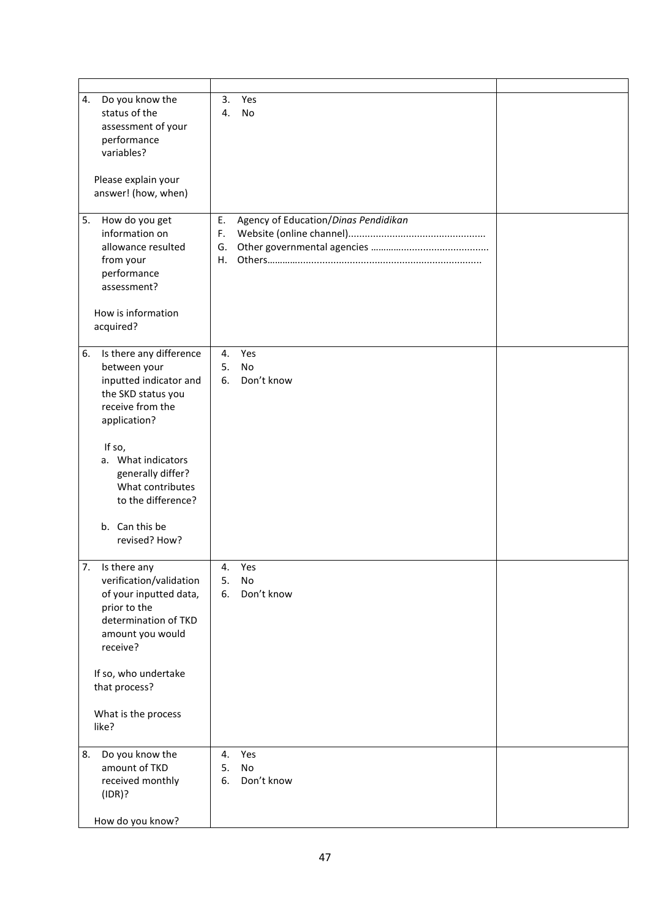| | | |
|---|---|---|
| 4. Do you know the status of the assessment of your performance variables?<br><br>Please explain your answer! (how, when) | 3. Yes<br>4. No | |
| 5. How do you get information on allowance resulted from your performance assessment?<br><br>How is information acquired? | E. Agency of Education/*Dinas Pendidikan*<br>F. Website (online channel)..................................................<br>G. Other governmental agencies ...........................................<br>H. Others.............................................................................. | |
| 6. Is there any difference between your inputted indicator and the SKD status you receive from the application?<br><br>If so,<br>a. What indicators generally differ? What contributes to the difference?<br><br>b. Can this be revised? How? | 4. Yes<br>5. No<br>6. Don't know | |
| 7. Is there any verification/validation of your inputted data, prior to the determination of TKD amount you would receive?<br><br>If so, who undertake that process?<br><br>What is the process like? | 4. Yes<br>5. No<br>6. Don't know | |
| 8. Do you know the amount of TKD received monthly (IDR)?<br><br>How do you know? | 4. Yes<br>5. No<br>6. Don't know | |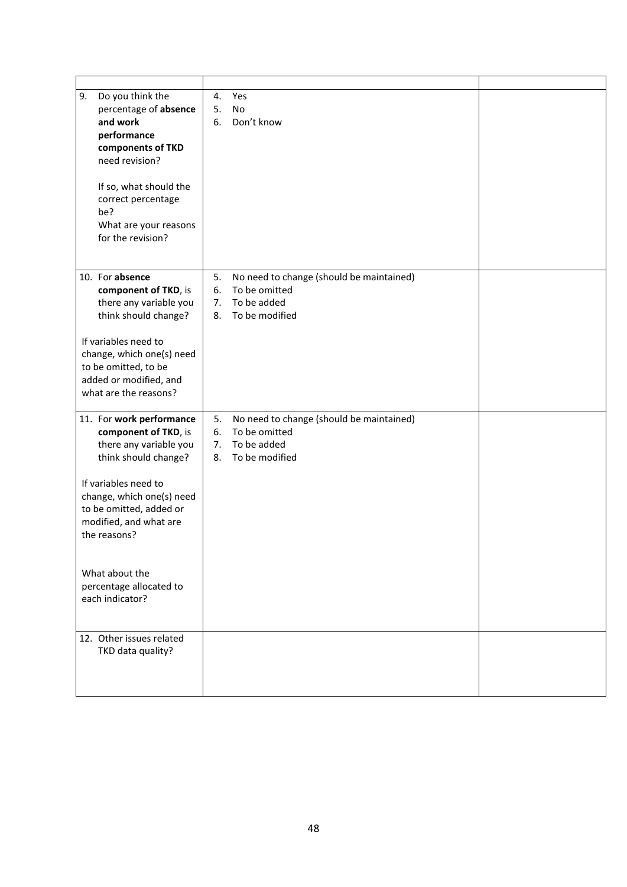| | | |
|---|---|---|
| 9. Do you think the percentage of **absence and work performance components of TKD** need revision?<br><br>If so, what should the correct percentage be?<br>What are your reasons for the revision? | 4. Yes<br>5. No<br>6. Don't know | |
| 10. For **absence component of TKD**, is there any variable you think should change?<br><br>If variables need to change, which one(s) need to be omitted, to be added or modified, and what are the reasons? | 5. No need to change (should be maintained)<br>6. To be omitted<br>7. To be added<br>8. To be modified | |
| 11. For **work performance component of TKD**, is there any variable you think should change?<br><br>If variables need to change, which one(s) need to be omitted, added or modified, and what are the reasons?<br><br>What about the percentage allocated to each indicator? | 5. No need to change (should be maintained)<br>6. To be omitted<br>7. To be added<br>8. To be modified | |
| 12. Other issues related TKD data quality? | | |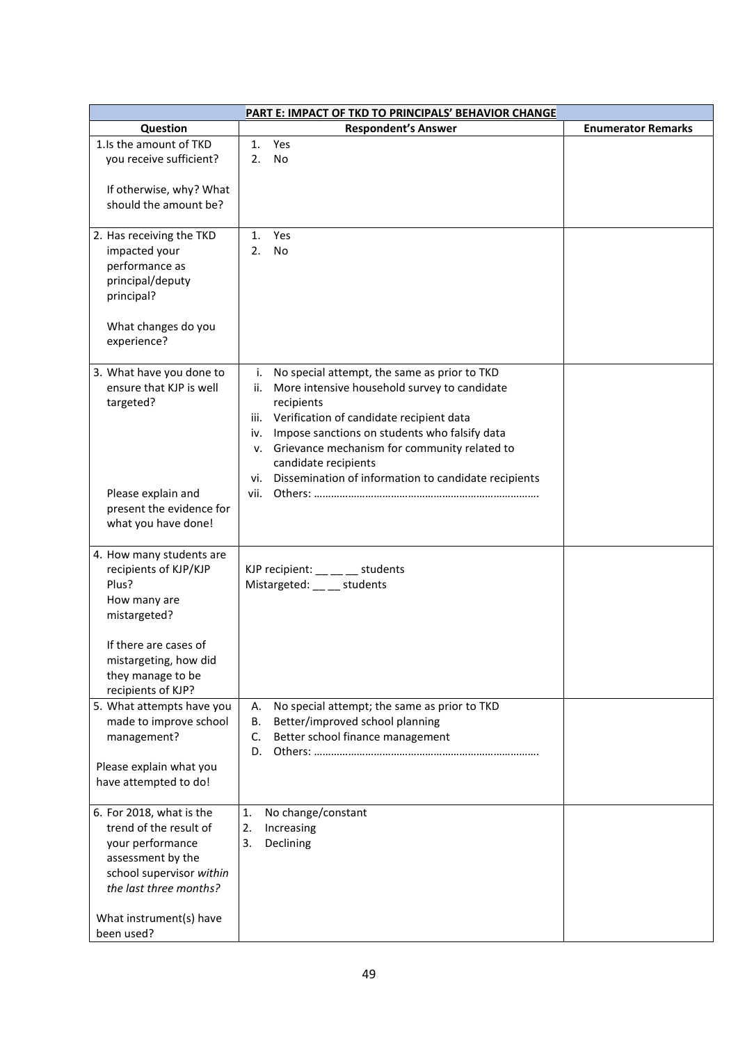| PART E: IMPACT OF TKD TO PRINCIPALS' BEHAVIOR CHANGE | | |
|---|---|---|
| **Question** | **Respondent's Answer** | **Enumerator Remarks** |
| 1.Is the amount of TKD you receive sufficient?<br><br>If otherwise, why? What should the amount be? | 1. Yes<br>2. No | |
| 2. Has receiving the TKD impacted your performance as principal/deputy principal?<br><br>What changes do you experience? | 1. Yes<br>2. No | |
| 3. What have you done to ensure that KJP is well targeted?<br><br>Please explain and present the evidence for what you have done! | i. No special attempt, the same as prior to TKD<br>ii. More intensive household survey to candidate recipients<br>iii. Verification of candidate recipient data<br>iv. Impose sanctions on students who falsify data<br>v. Grievance mechanism for community related to candidate recipients<br>vi. Dissemination of information to candidate recipients<br>vii. Others: ………………………………………………………………… | |
| 4. How many students are recipients of KJP/KJP Plus?<br>How many are mistargeted?<br><br>If there are cases of mistargeting, how did they manage to be recipients of KJP? | KJP recipient: __ __ __ students<br>Mistargeted: __ __ students | |
| 5. What attempts have you made to improve school management?<br><br>Please explain what you have attempted to do! | A. No special attempt; the same as prior to TKD<br>B. Better/improved school planning<br>C. Better school finance management<br>D. Others: ………………………………………………………………… | |
| 6. For 2018, what is the trend of the result of your performance assessment by the school supervisor *within the last three months?*<br><br>What instrument(s) have been used? | 1. No change/constant<br>2. Increasing<br>3. Declining | |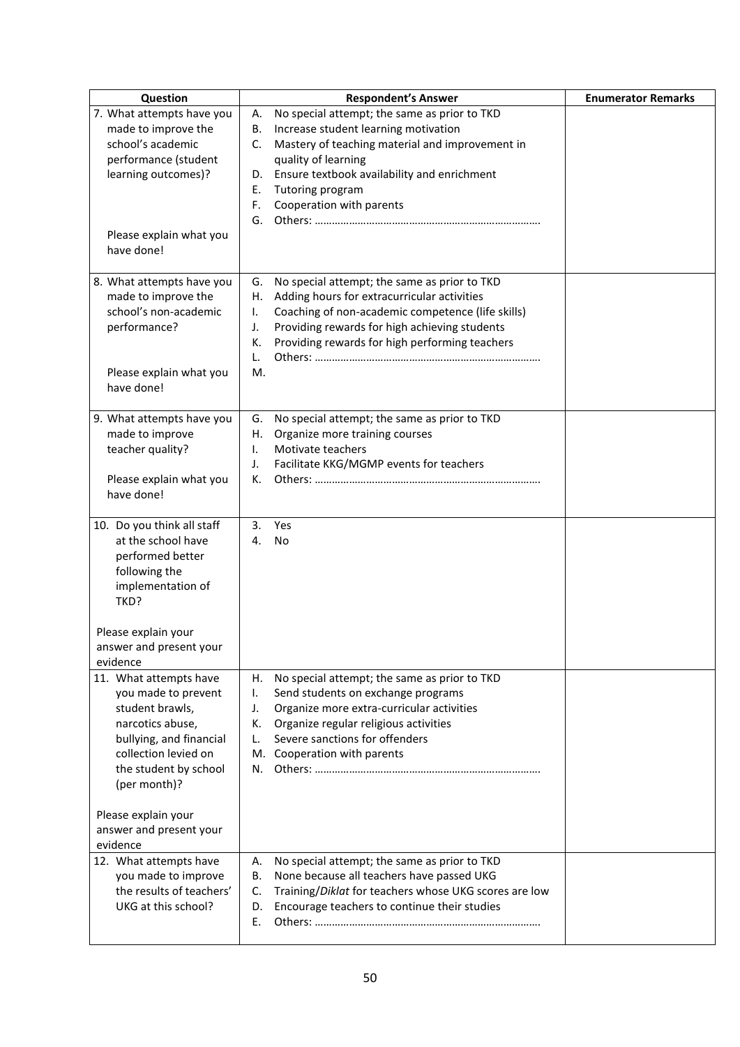| Question | Respondent's Answer | Enumerator Remarks |
|---|---|---|
| 7. What attempts have you made to improve the school's academic performance (student learning outcomes)?<br><br>Please explain what you have done! | A. No special attempt; the same as prior to TKD<br>B. Increase student learning motivation<br>C. Mastery of teaching material and improvement in quality of learning<br>D. Ensure textbook availability and enrichment<br>E. Tutoring program<br>F. Cooperation with parents<br>G. Others: ………………………………………………………………… | |
| 8. What attempts have you made to improve the school's non-academic performance?<br><br>Please explain what you have done! | G. No special attempt; the same as prior to TKD<br>H. Adding hours for extracurricular activities<br>I. Coaching of non-academic competence (life skills)<br>J. Providing rewards for high achieving students<br>K. Providing rewards for high performing teachers<br>L. Others: …………………………………………………………………<br>M. | |
| 9. What attempts have you made to improve teacher quality?<br><br>Please explain what you have done! | G. No special attempt; the same as prior to TKD<br>H. Organize more training courses<br>I. Motivate teachers<br>J. Facilitate KKG/MGMP events for teachers<br>K. Others: ………………………………………………………………… | |
| 10. Do you think all staff at the school have performed better following the implementation of TKD?<br><br>Please explain your answer and present your evidence | 3. Yes<br>4. No | |
| 11. What attempts have you made to prevent student brawls, narcotics abuse, bullying, and financial collection levied on the student by school (per month)?<br><br>Please explain your answer and present your evidence | H. No special attempt; the same as prior to TKD<br>I. Send students on exchange programs<br>J. Organize more extra-curricular activities<br>K. Organize regular religious activities<br>L. Severe sanctions for offenders<br>M. Cooperation with parents<br>N. Others: ………………………………………………………………… | |
| 12. What attempts have you made to improve the results of teachers' UKG at this school? | A. No special attempt; the same as prior to TKD<br>B. None because all teachers have passed UKG<br>C. Training/*Diklat* for teachers whose UKG scores are low<br>D. Encourage teachers to continue their studies<br>E. Others: ………………………………………………………………… | |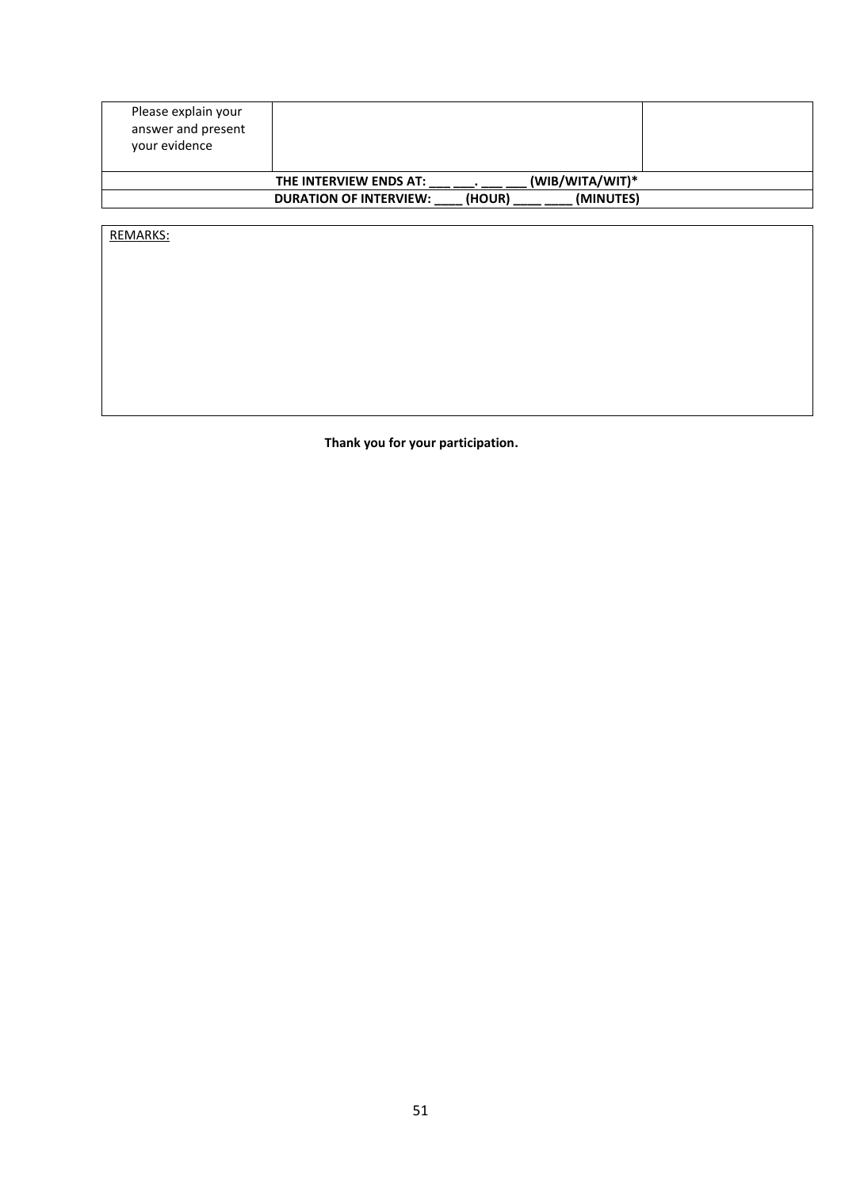| | | |
|---|---|---|
| Please explain your answer and present your evidence | | |
| **THE INTERVIEW ENDS AT: ___ ___. ___ ___ (WIB/WITA/WIT)*** | | |
| **DURATION OF INTERVIEW: ____ (HOUR) ____ ____ (MINUTES)** | | |

| |
|---|
| REMARKS: |

**Thank you for your participation.**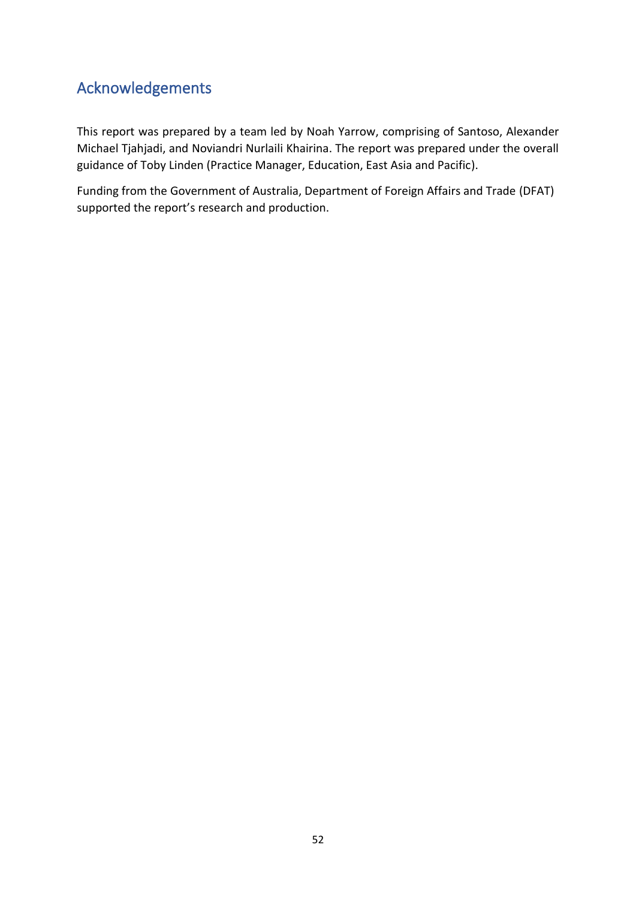## Acknowledgements

This report was prepared by a team led by Noah Yarrow, comprising of Santoso, Alexander Michael Tjahjadi, and Noviandri Nurlaili Khairina. The report was prepared under the overall guidance of Toby Linden (Practice Manager, Education, East Asia and Pacific).

Funding from the Government of Australia, Department of Foreign Affairs and Trade (DFAT) supported the report's research and production.